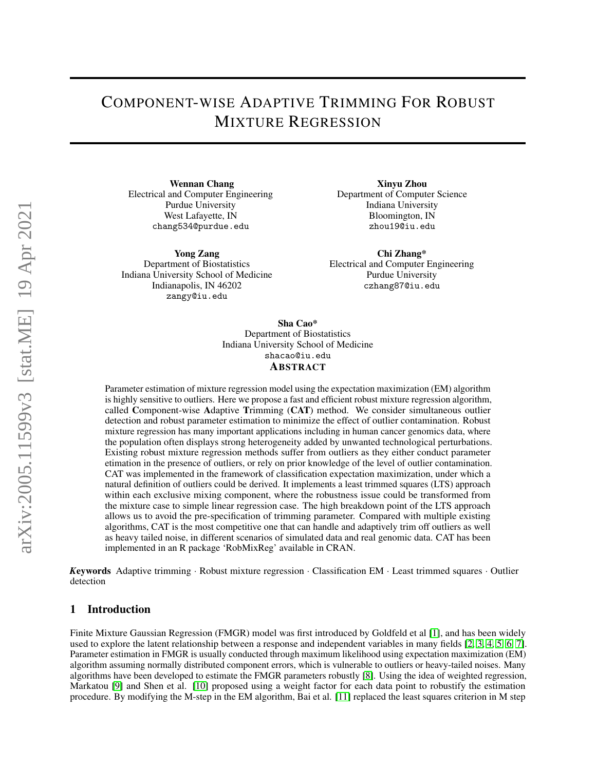# Component-wise Adaptive Trimming For Robust Mixture Regression

**Wennan Chang**
Electrical and Computer Engineering
Purdue University
West Lafayette, IN
chang534@purdue.edu

**Xinyu Zhou**
Department of Computer Science
Indiana University
Bloomington, IN
zhou19@iu.edu

**Yong Zang**
Department of Biostatistics
Indiana University School of Medicine
Indianapolis, IN 46202
zangy@iu.edu

**Chi Zhang***
Electrical and Computer Engineering
Purdue University
czhang87@iu.edu

**Sha Cao***
Department of Biostatistics
Indiana University School of Medicine
shacao@iu.edu

## Abstract

Parameter estimation of mixture regression model using the expectation maximization (EM) algorithm is highly sensitive to outliers. Here we propose a fast and efficient robust mixture regression algorithm, called **C**omponent-wise **A**daptive **T**rimming (**CAT**) method. We consider simultaneous outlier detection and robust parameter estimation to minimize the effect of outlier contamination. Robust mixture regression has many important applications including in human cancer genomics data, where the population often displays strong heterogeneity added by unwanted technological perturbations. Existing robust mixture regression methods suffer from outliers as they either conduct parameter estimation in the presence of outliers, or rely on prior knowledge of the level of outlier contamination. CAT was implemented in the framework of classification expectation maximization, under which a natural definition of outliers could be derived. It implements a least trimmed squares (LTS) approach within each exclusive mixing component, where the robustness issue could be transformed from the mixture case to simple linear regression case. The high breakdown point of the LTS approach allows us to avoid the pre-specification of trimming parameter. Compared with multiple existing algorithms, CAT is the most competitive one that can handle and adaptively trim off outliers as well as heavy tailed noise, in different scenarios of simulated data and real genomic data. CAT has been implemented in an R package 'RobMixReg' available in CRAN.

***Keywords*** Adaptive trimming · Robust mixture regression · Classification EM · Least trimmed squares · Outlier detection

## 1 Introduction

Finite Mixture Gaussian Regression (FMGR) model was first introduced by Goldfeld et al [1], and has been widely used to explore the latent relationship between a response and independent variables in many fields [2, 3, 4, 5, 6, 7]. Parameter estimation in FMGR is usually conducted through maximum likelihood using expectation maximization (EM) algorithm assuming normally distributed component errors, which is vulnerable to outliers or heavy-tailed noises. Many algorithms have been developed to estimate the FMGR parameters robustly [8]. Using the idea of weighted regression, Markatou [9] and Shen et al. [10] proposed using a weight factor for each data point to robustify the estimation procedure. By modifying the M-step in the EM algorithm, Bai et al. [11] replaced the least squares criterion in M step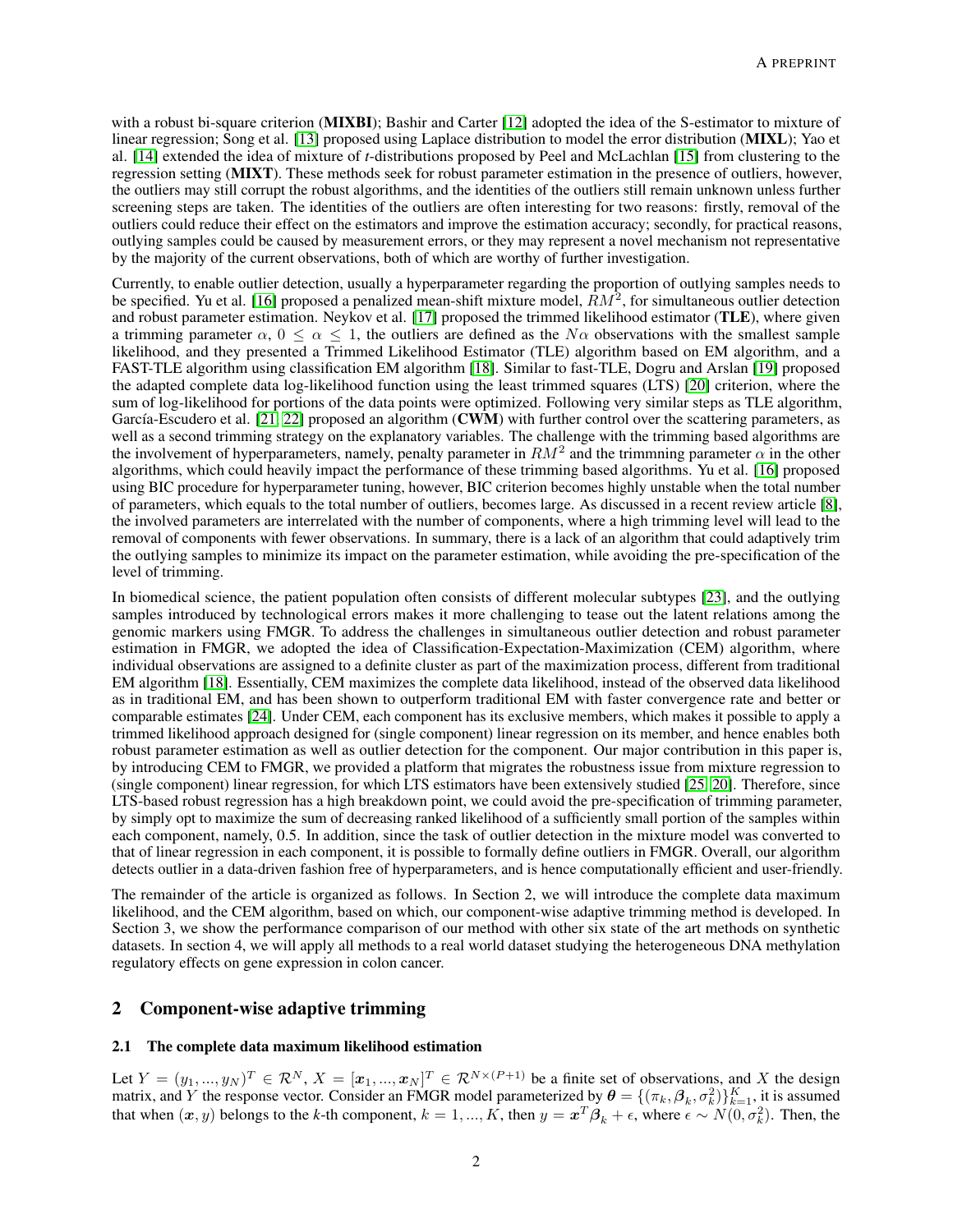with a robust bi-square criterion (**MIXBI**); Bashir and Carter [12] adopted the idea of the S-estimator to mixture of linear regression; Song et al. [13] proposed using Laplace distribution to model the error distribution (**MIXL**); Yao et al. [14] extended the idea of mixture of *t*-distributions proposed by Peel and McLachlan [15] from clustering to the regression setting (**MIXT**). These methods seek for robust parameter estimation in the presence of outliers, however, the outliers may still corrupt the robust algorithms, and the identities of the outliers still remain unknown unless further screening steps are taken. The identities of the outliers are often interesting for two reasons: firstly, removal of the outliers could reduce their effect on the estimators and improve the estimation accuracy; secondly, for practical reasons, outlying samples could be caused by measurement errors, or they may represent a novel mechanism not representative by the majority of the current observations, both of which are worthy of further investigation.

Currently, to enable outlier detection, usually a hyperparameter regarding the proportion of outlying samples needs to be specified. Yu et al. [16] proposed a penalized mean-shift mixture model, $RM^2$, for simultaneous outlier detection and robust parameter estimation. Neykov et al. [17] proposed the trimmed likelihood estimator (**TLE**), where given a trimming parameter $\alpha$, $0 \leq \alpha \leq 1$, the outliers are defined as the $N\alpha$ observations with the smallest sample likelihood, and they presented a Trimmed Likelihood Estimator (TLE) algorithm based on EM algorithm, and a FAST-TLE algorithm using classification EM algorithm [18]. Similar to fast-TLE, Dogru and Arslan [19] proposed the adapted complete data log-likelihood function using the least trimmed squares (LTS) [20] criterion, where the sum of log-likelihood for portions of the data points were optimized. Following very similar steps as TLE algorithm, García-Escudero et al. [21, 22] proposed an algorithm (**CWM**) with further control over the scattering parameters, as well as a second trimming strategy on the explanatory variables. The challenge with the trimming based algorithms are the involvement of hyperparameters, namely, penalty parameter in $RM^2$ and the trimmning parameter $\alpha$ in the other algorithms, which could heavily impact the performance of these trimming based algorithms. Yu et al. [16] proposed using BIC procedure for hyperparameter tuning, however, BIC criterion becomes highly unstable when the total number of parameters, which equals to the total number of outliers, becomes large. As discussed in a recent review article [8], the involved parameters are interrelated with the number of components, where a high trimming level will lead to the removal of components with fewer observations. In summary, there is a lack of an algorithm that could adaptively trim the outlying samples to minimize its impact on the parameter estimation, while avoiding the pre-specification of the level of trimming.

In biomedical science, the patient population often consists of different molecular subtypes [23], and the outlying samples introduced by technological errors makes it more challenging to tease out the latent relations among the genomic markers using FMGR. To address the challenges in simultaneous outlier detection and robust parameter estimation in FMGR, we adopted the idea of Classification-Expectation-Maximization (CEM) algorithm, where individual observations are assigned to a definite cluster as part of the maximization process, different from traditional EM algorithm [18]. Essentially, CEM maximizes the complete data likelihood, instead of the observed data likelihood as in traditional EM, and has been shown to outperform traditional EM with faster convergence rate and better or comparable estimates [24]. Under CEM, each component has its exclusive members, which makes it possible to apply a trimmed likelihood approach designed for (single component) linear regression on its member, and hence enables both robust parameter estimation as well as outlier detection for the component. Our major contribution in this paper is, by introducing CEM to FMGR, we provided a platform that migrates the robustness issue from mixture regression to (single component) linear regression, for which LTS estimators have been extensively studied [25, 20]. Therefore, since LTS-based robust regression has a high breakdown point, we could avoid the pre-specification of trimming parameter, by simply opt to maximize the sum of decreasing ranked likelihood of a sufficiently small portion of the samples within each component, namely, 0.5. In addition, since the task of outlier detection in the mixture model was converted to that of linear regression in each component, it is possible to formally define outliers in FMGR. Overall, our algorithm detects outlier in a data-driven fashion free of hyperparameters, and is hence computationally efficient and user-friendly.

The remainder of the article is organized as follows. In Section 2, we will introduce the complete data maximum likelihood, and the CEM algorithm, based on which, our component-wise adaptive trimming method is developed. In Section 3, we show the performance comparison of our method with other six state of the art methods on synthetic datasets. In section 4, we will apply all methods to a real world dataset studying the heterogeneous DNA methylation regulatory effects on gene expression in colon cancer.

## 2 Component-wise adaptive trimming

### 2.1 The complete data maximum likelihood estimation

Let $Y = (y_1, ..., y_N)^T \in \mathcal{R}^N$, $X = [\boldsymbol{x}_1, ..., \boldsymbol{x}_N]^T \in \mathcal{R}^{N \times (P+1)}$ be a finite set of observations, and $X$ the design matrix, and $Y$ the response vector. Consider an FMGR model parameterized by $\boldsymbol{\theta} = \{(\pi_k, \boldsymbol{\beta}_k, \sigma_k^2)\}_{k=1}^K$, it is assumed that when $(\boldsymbol{x}, y)$ belongs to the *k*-th component, $k = 1, ..., K$, then $y = \boldsymbol{x}^T \boldsymbol{\beta}_k + \epsilon$, where $\epsilon \sim N(0, \sigma_k^2)$. Then, the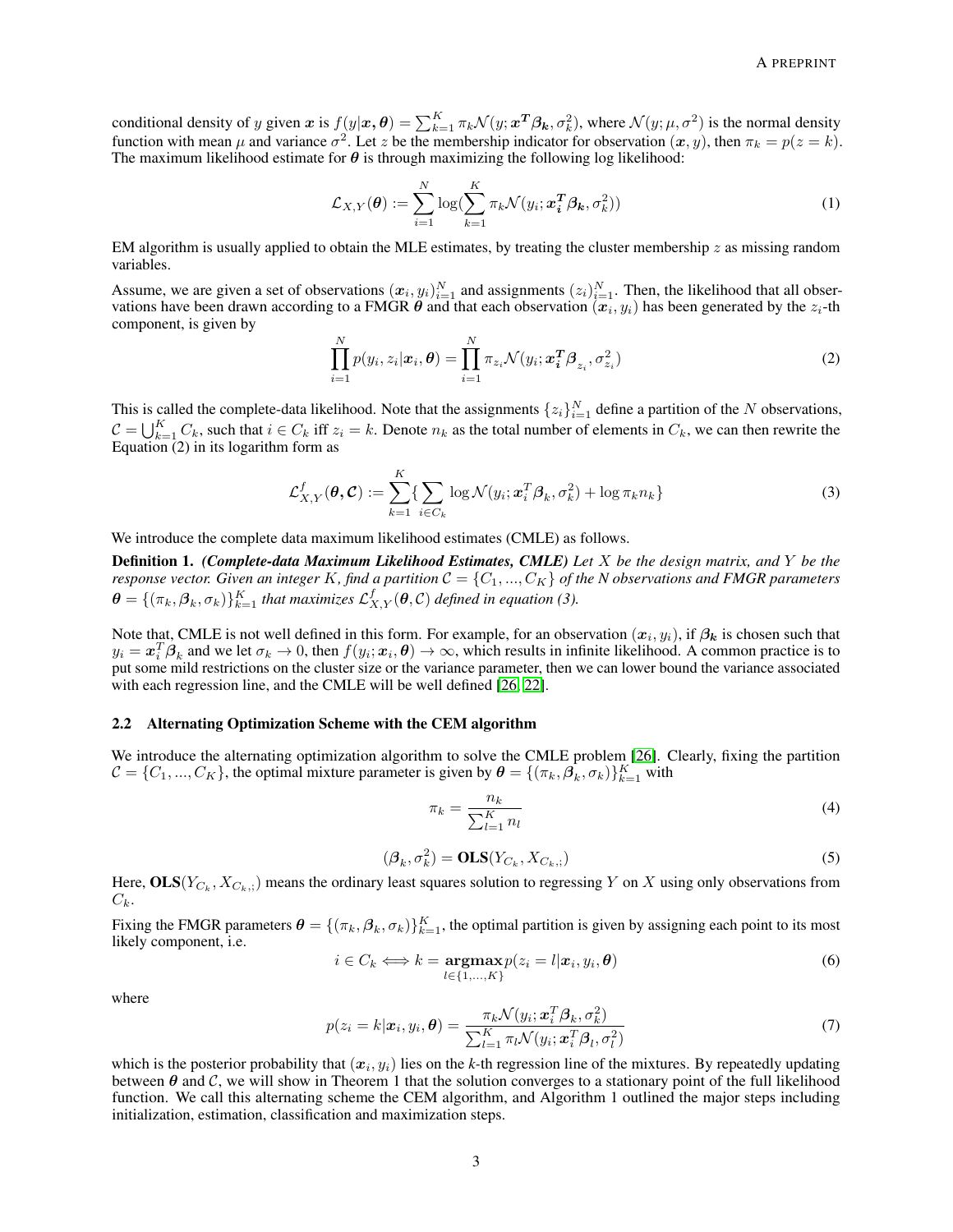conditional density of $y$ given $\boldsymbol{x}$ is $f(y|\boldsymbol{x}, \boldsymbol{\theta}) = \sum_{k=1}^{K} \pi_k \mathcal{N}(y; \boldsymbol{x}^T \boldsymbol{\beta}_k, \sigma_k^2)$, where $\mathcal{N}(y; \mu, \sigma^2)$ is the normal density function with mean $\mu$ and variance $\sigma^2$. Let $z$ be the membership indicator for observation $(\boldsymbol{x}, y)$, then $\pi_k = p(z = k)$. The maximum likelihood estimate for $\boldsymbol{\theta}$ is through maximizing the following log likelihood:

$$\mathcal{L}_{X,Y}(\boldsymbol{\theta}) := \sum_{i=1}^{N} \log(\sum_{k=1}^{K} \pi_k \mathcal{N}(y_i; \boldsymbol{x_i^T} \boldsymbol{\beta_k}, \sigma_k^2)) \tag{1}$$

EM algorithm is usually applied to obtain the MLE estimates, by treating the cluster membership $z$ as missing random variables.

Assume, we are given a set of observations $(\boldsymbol{x}_i, y_i)_{i=1}^N$ and assignments $(z_i)_{i=1}^N$. Then, the likelihood that all observations have been drawn according to a FMGR $\boldsymbol{\theta}$ and that each observation $(\boldsymbol{x}_i, y_i)$ has been generated by the $z_i$-th component, is given by

$$\prod_{i=1}^{N} p(y_i, z_i|\boldsymbol{x}_i, \boldsymbol{\theta}) = \prod_{i=1}^{N} \pi_{z_i} \mathcal{N}(y_i; \boldsymbol{x_i^T} \boldsymbol{\beta}_{z_i}, \sigma_{z_i}^2) \tag{2}$$

This is called the complete-data likelihood. Note that the assignments $\{z_i\}_{i=1}^N$ define a partition of the $N$ observations, $\mathcal{C} = \bigcup_{k=1}^K C_k$, such that $i \in C_k$ iff $z_i = k$. Denote $n_k$ as the total number of elements in $C_k$, we can then rewrite the Equation (2) in its logarithm form as

$$\mathcal{L}_{X,Y}^f(\boldsymbol{\theta}, \mathcal{C}) := \sum_{k=1}^{K} \{ \sum_{i \in C_k} \log \mathcal{N}(y_i; \boldsymbol{x}_i^T \boldsymbol{\beta}_k, \sigma_k^2) + \log \pi_k n_k \} \tag{3}$$

We introduce the complete data maximum likelihood estimates (CMLE) as follows.

**Definition 1.** ***(Complete-data Maximum Likelihood Estimates, CMLE)*** *Let $X$ be the design matrix, and $Y$ be the response vector. Given an integer $K$, find a partition $\mathcal{C} = \{C_1, ..., C_K\}$ of the N observations and FMGR parameters $\boldsymbol{\theta} = \{(\pi_k, \boldsymbol{\beta}_k, \sigma_k)\}_{k=1}^K$ that maximizes $\mathcal{L}_{X,Y}^f(\boldsymbol{\theta}, \mathcal{C})$ defined in equation (3).*

Note that, CMLE is not well defined in this form. For example, for an observation $(\boldsymbol{x}_i, y_i)$, if $\boldsymbol{\beta_k}$ is chosen such that $y_i = \boldsymbol{x}_i^T \boldsymbol{\beta}_k$ and we let $\sigma_k \to 0$, then $f(y_i; \boldsymbol{x}_i, \boldsymbol{\theta}) \to \infty$, which results in infinite likelihood. A common practice is to put some mild restrictions on the cluster size or the variance parameter, then we can lower bound the variance associated with each regression line, and the CMLE will be well defined [26, 22].

### 2.2 Alternating Optimization Scheme with the CEM algorithm

We introduce the alternating optimization algorithm to solve the CMLE problem [26]. Clearly, fixing the partition $\mathcal{C} = \{C_1, ..., C_K\}$, the optimal mixture parameter is given by $\boldsymbol{\theta} = \{(\pi_k, \boldsymbol{\beta}_k, \sigma_k)\}_{k=1}^K$ with

$$\pi_k = \frac{n_k}{\sum_{l=1}^K n_l} \tag{4}$$

$$(\boldsymbol{\beta}_k, \sigma_k^2) = \mathbf{OLS}(Y_{C_k}, X_{C_k,:}) \tag{5}$$

Here, $\mathbf{OLS}(Y_{C_k}, X_{C_k,:})$ means the ordinary least squares solution to regressing $Y$ on $X$ using only observations from $C_k$.

Fixing the FMGR parameters $\boldsymbol{\theta} = \{(\pi_k, \boldsymbol{\beta}_k, \sigma_k)\}_{k=1}^K$, the optimal partition is given by assigning each point to its most likely component, i.e.

$$i \in C_k \iff k = \underset{l \in \{1,...,K\}}{\mathbf{argmax}} \, p(z_i = l|\boldsymbol{x}_i, y_i, \boldsymbol{\theta}) \tag{6}$$

where

$$p(z_i = k|\boldsymbol{x}_i, y_i, \boldsymbol{\theta}) = \frac{\pi_k \mathcal{N}(y_i; \boldsymbol{x}_i^T \boldsymbol{\beta}_k, \sigma_k^2)}{\sum_{l=1}^K \pi_l \mathcal{N}(y_i; \boldsymbol{x}_i^T \boldsymbol{\beta}_l, \sigma_l^2)} \tag{7}$$

which is the posterior probability that $(\boldsymbol{x}_i, y_i)$ lies on the $k$-th regression line of the mixtures. By repeatedly updating between $\boldsymbol{\theta}$ and $\mathcal{C}$, we will show in Theorem 1 that the solution converges to a stationary point of the full likelihood function. We call this alternating scheme the CEM algorithm, and Algorithm 1 outlined the major steps including initialization, estimation, classification and maximization steps.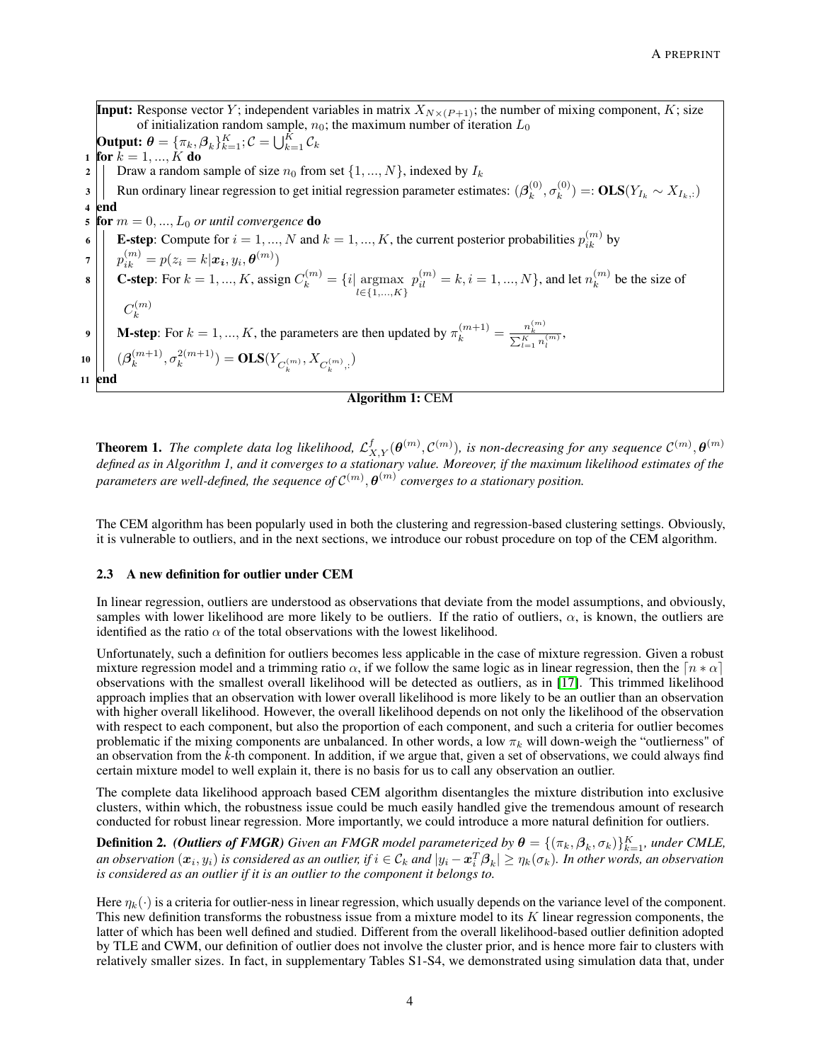**Input:** Response vector $Y$; independent variables in matrix $X_{N\times(P+1)}$; the number of mixing component, $K$; size of initialization random sample, $n_0$; the maximum number of iteration $L_0$

**Output:** $\boldsymbol{\theta} = \{\pi_k, \boldsymbol{\beta}_k\}_{k=1}^K; \mathcal{C} = \bigcup_{k=1}^K \mathcal{C}_k$

```
1  for k = 1, ..., K do
2  |   Draw a random sample of size n_0 from set {1, ..., N}, indexed by I_k
3  |   Run ordinary linear regression to get initial regression parameter estimates: (β_k^(0), σ_k^(0)) =: OLS(Y_{I_k} ~ X_{I_k,:})
4  end
5  for m = 0, ..., L_0 or until convergence do
6  |   E-step: Compute for i = 1, ..., N and k = 1, ..., K, the current posterior probabilities p_ik^(m) by
7  |   p_ik^(m) = p(z_i = k | x_i, y_i, θ^(m))
8  |   C-step: For k = 1, ..., K, assign C_k^(m) = {i | argmax_{l∈{1,...,K}} p_il^(m) = k, i = 1, ..., N}, and let n_k^(m) be the size of C_k^(m)
9  |   M-step: For k = 1, ..., K, the parameters are then updated by π_k^(m+1) = n_k^(m) / Σ_{l=1}^K n_l^(m),
10 |   (β_k^(m+1), σ_k^2(m+1)) = OLS(Y_{C_k^(m)}, X_{C_k^(m),:})
11 end
```

**Algorithm 1:** CEM

**Theorem 1.** *The complete data log likelihood, $\mathcal{L}^f_{X,Y}(\boldsymbol{\theta}^{(m)}, \mathcal{C}^{(m)})$, is non-decreasing for any sequence $\mathcal{C}^{(m)}, \boldsymbol{\theta}^{(m)}$ defined as in Algorithm 1, and it converges to a stationary value. Moreover, if the maximum likelihood estimates of the parameters are well-defined, the sequence of $\mathcal{C}^{(m)}, \boldsymbol{\theta}^{(m)}$ converges to a stationary position.*

The CEM algorithm has been popularly used in both the clustering and regression-based clustering settings. Obviously, it is vulnerable to outliers, and in the next sections, we introduce our robust procedure on top of the CEM algorithm.

### 2.3 A new definition for outlier under CEM

In linear regression, outliers are understood as observations that deviate from the model assumptions, and obviously, samples with lower likelihood are more likely to be outliers. If the ratio of outliers, $\alpha$, is known, the outliers are identified as the ratio $\alpha$ of the total observations with the lowest likelihood.

Unfortunately, such a definition for outliers becomes less applicable in the case of mixture regression. Given a robust mixture regression model and a trimming ratio $\alpha$, if we follow the same logic as in linear regression, then the $\lceil n * \alpha \rceil$ observations with the smallest overall likelihood will be detected as outliers, as in [17]. This trimmed likelihood approach implies that an observation with lower overall likelihood is more likely to be an outlier than an observation with higher overall likelihood. However, the overall likelihood depends on not only the likelihood of the observation with respect to each component, but also the proportion of each component, and such a criteria for outlier becomes problematic if the mixing components are unbalanced. In other words, a low $\pi_k$ will down-weigh the "outlierness" of an observation from the *k*-th component. In addition, if we argue that, given a set of observations, we could always find certain mixture model to well explain it, there is no basis for us to call any observation an outlier.

The complete data likelihood approach based CEM algorithm disentangles the mixture distribution into exclusive clusters, within which, the robustness issue could be much easily handled give the tremendous amount of research conducted for robust linear regression. More importantly, we could introduce a more natural definition for outliers.

**Definition 2.** ***(Outliers of FMGR)*** *Given an FMGR model parameterized by $\boldsymbol{\theta} = \{(\pi_k, \boldsymbol{\beta}_k, \sigma_k)\}_{k=1}^K$, under CMLE, an observation $(\boldsymbol{x}_i, y_i)$ is considered as an outlier, if $i \in \mathcal{C}_k$ and $|y_i - \boldsymbol{x}_i^T\boldsymbol{\beta}_k| \geq \eta_k(\sigma_k)$. In other words, an observation is considered as an outlier if it is an outlier to the component it belongs to.*

Here $\eta_k(\cdot)$ is a criteria for outlier-ness in linear regression, which usually depends on the variance level of the component. This new definition transforms the robustness issue from a mixture model to its $K$ linear regression components, the latter of which has been well defined and studied. Different from the overall likelihood-based outlier definition adopted by TLE and CWM, our definition of outlier does not involve the cluster prior, and is hence more fair to clusters with relatively smaller sizes. In fact, in supplementary Tables S1-S4, we demonstrated using simulation data that, under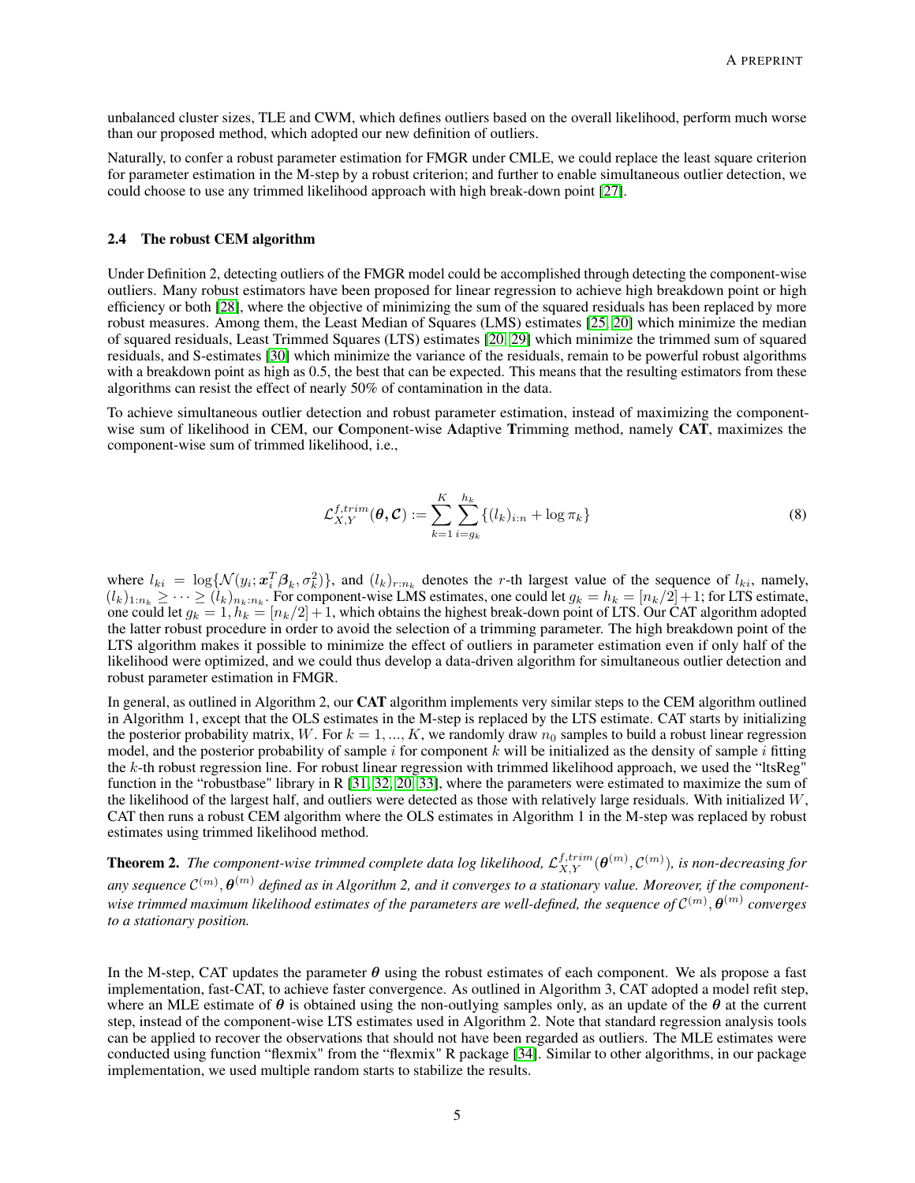unbalanced cluster sizes, TLE and CWM, which defines outliers based on the overall likelihood, perform much worse than our proposed method, which adopted our new definition of outliers.

Naturally, to confer a robust parameter estimation for FMGR under CMLE, we could replace the least square criterion for parameter estimation in the M-step by a robust criterion; and further to enable simultaneous outlier detection, we could choose to use any trimmed likelihood approach with high break-down point [27].

### 2.4 The robust CEM algorithm

Under Definition 2, detecting outliers of the FMGR model could be accomplished through detecting the component-wise outliers. Many robust estimators have been proposed for linear regression to achieve high breakdown point or high efficiency or both [28], where the objective of minimizing the sum of the squared residuals has been replaced by more robust measures. Among them, the Least Median of Squares (LMS) estimates [25, 20] which minimize the median of squared residuals, Least Trimmed Squares (LTS) estimates [20, 29] which minimize the trimmed sum of squared residuals, and S-estimates [30] which minimize the variance of the residuals, remain to be powerful robust algorithms with a breakdown point as high as 0.5, the best that can be expected. This means that the resulting estimators from these algorithms can resist the effect of nearly 50% of contamination in the data.

To achieve simultaneous outlier detection and robust parameter estimation, instead of maximizing the component-wise sum of likelihood in CEM, our **C**omponent-wise **A**daptive **T**rimming method, namely **CAT**, maximizes the component-wise sum of trimmed likelihood, i.e.,

$$\mathcal{L}_{X,Y}^{f,trim}(\boldsymbol{\theta}, \mathcal{C}) := \sum_{k=1}^{K} \sum_{i=g_k}^{h_k} \{(l_k)_{i:n} + \log \pi_k\} \tag{8}$$

where $l_{ki} = \log\{\mathcal{N}(y_i; \boldsymbol{x}_i^T \boldsymbol{\beta}_k, \sigma_k^2)\}$, and $(l_k)_{r:n_k}$ denotes the $r$-th largest value of the sequence of $l_{ki}$, namely, $(l_k)_{1:n_k} \geq \cdots \geq (l_k)_{n_k:n_k}$. For component-wise LMS estimates, one could let $g_k = h_k = [n_k/2]+1$; for LTS estimate, one could let $g_k = 1, h_k = [n_k/2]+1$, which obtains the highest break-down point of LTS. Our CAT algorithm adopted the latter robust procedure in order to avoid the selection of a trimming parameter. The high breakdown point of the LTS algorithm makes it possible to minimize the effect of outliers in parameter estimation even if only half of the likelihood were optimized, and we could thus develop a data-driven algorithm for simultaneous outlier detection and robust parameter estimation in FMGR.

In general, as outlined in Algorithm 2, our **CAT** algorithm implements very similar steps to the CEM algorithm outlined in Algorithm 1, except that the OLS estimates in the M-step is replaced by the LTS estimate. CAT starts by initializing the posterior probability matrix, $W$. For $k = 1, ..., K$, we randomly draw $n_0$ samples to build a robust linear regression model, and the posterior probability of sample $i$ for component $k$ will be initialized as the density of sample $i$ fitting the $k$-th robust regression line. For robust linear regression with trimmed likelihood approach, we used the "ltsReg" function in the "robustbase" library in R [31, 32, 20, 33], where the parameters were estimated to maximize the sum of the likelihood of the largest half, and outliers were detected as those with relatively large residuals. With initialized $W$, CAT then runs a robust CEM algorithm where the OLS estimates in Algorithm 1 in the M-step was replaced by robust estimates using trimmed likelihood method.

**Theorem 2.** *The component-wise trimmed complete data log likelihood, $\mathcal{L}_{X,Y}^{f,trim}(\boldsymbol{\theta}^{(m)}, \mathcal{C}^{(m)})$, is non-decreasing for any sequence $\mathcal{C}^{(m)}, \boldsymbol{\theta}^{(m)}$ defined as in Algorithm 2, and it converges to a stationary value. Moreover, if the component-wise trimmed maximum likelihood estimates of the parameters are well-defined, the sequence of $\mathcal{C}^{(m)}, \boldsymbol{\theta}^{(m)}$ converges to a stationary position.*

In the M-step, CAT updates the parameter $\boldsymbol{\theta}$ using the robust estimates of each component. We als propose a fast implementation, fast-CAT, to achieve faster convergence. As outlined in Algorithm 3, CAT adopted a model refit step, where an MLE estimate of $\boldsymbol{\theta}$ is obtained using the non-outlying samples only, as an update of the $\boldsymbol{\theta}$ at the current step, instead of the component-wise LTS estimates used in Algorithm 2. Note that standard regression analysis tools can be applied to recover the observations that should not have been regarded as outliers. The MLE estimates were conducted using function "flexmix" from the "flexmix" R package [34]. Similar to other algorithms, in our package implementation, we used multiple random starts to stabilize the results.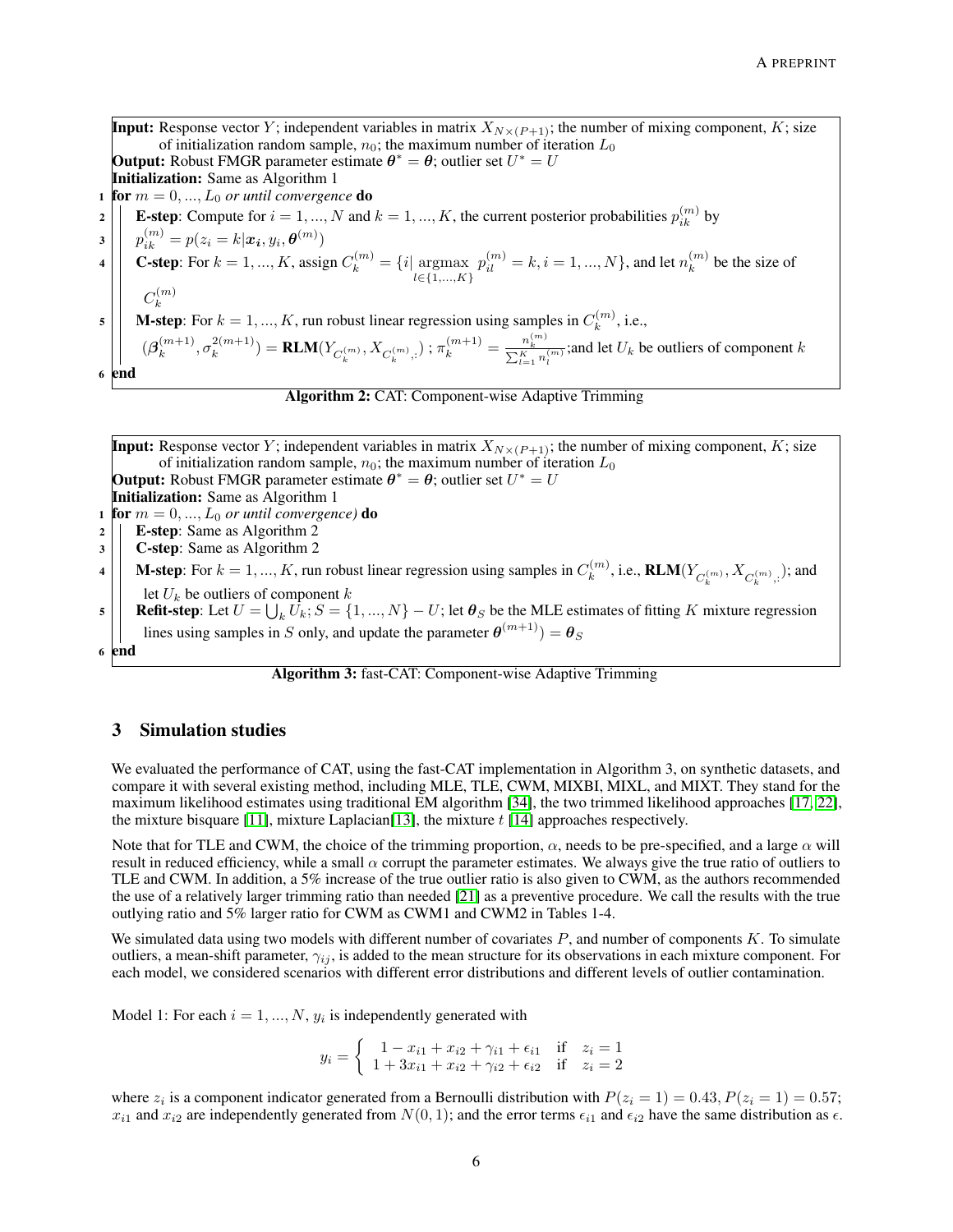**Input:** Response vector $Y$; independent variables in matrix $X_{N\times(P+1)}$; the number of mixing component, $K$; size of initialization random sample, $n_0$; the maximum number of iteration $L_0$

**Output:** Robust FMGR parameter estimate $\boldsymbol{\theta}^* = \boldsymbol{\theta}$; outlier set $U^* = U$

**Initialization:** Same as Algorithm 1

1 **for** $m = 0, ..., L_0$ *or until convergence* **do**

2 &nbsp;&nbsp;&nbsp;&nbsp;**E-step**: Compute for $i = 1, ..., N$ and $k = 1, ..., K$, the current posterior probabilities $p_{ik}^{(m)}$ by

3 &nbsp;&nbsp;&nbsp;&nbsp;$p_{ik}^{(m)} = p(z_i = k|\boldsymbol{x_i}, y_i, \boldsymbol{\theta}^{(m)})$

4 &nbsp;&nbsp;&nbsp;&nbsp;**C-step**: For $k = 1, ..., K$, assign $C_k^{(m)} = \{i| \underset{l\in\{1,...,K\}}{\text{argmax}}\ p_{il}^{(m)} = k, i = 1, ..., N\}$, and let $n_k^{(m)}$ be the size of $C_k^{(m)}$

5 &nbsp;&nbsp;&nbsp;&nbsp;**M-step**: For $k = 1, ..., K$, run robust linear regression using samples in $C_k^{(m)}$, i.e., $(\boldsymbol{\beta}_k^{(m+1)}, \sigma_k^{2(m+1)}) = \textbf{RLM}(Y_{C_k^{(m)}}, X_{C_k^{(m)},:})$ ; $\pi_k^{(m+1)} = \frac{n_k^{(m)}}{\sum_{l=1}^K n_l^{(m)}}$;and let $U_k$ be outliers of component $k$

6 **end**

**Algorithm 2:** CAT: Component-wise Adaptive Trimming

**Input:** Response vector $Y$; independent variables in matrix $X_{N\times(P+1)}$; the number of mixing component, $K$; size of initialization random sample, $n_0$; the maximum number of iteration $L_0$

**Output:** Robust FMGR parameter estimate $\boldsymbol{\theta}^* = \boldsymbol{\theta}$; outlier set $U^* = U$

**Initialization:** Same as Algorithm 1

1 **for** $m = 0, ..., L_0$ *or until convergence)* **do**

2 &nbsp;&nbsp;&nbsp;&nbsp;**E-step**: Same as Algorithm 2

3 &nbsp;&nbsp;&nbsp;&nbsp;**C-step**: Same as Algorithm 2

4 &nbsp;&nbsp;&nbsp;&nbsp;**M-step**: For $k = 1, ..., K$, run robust linear regression using samples in $C_k^{(m)}$, i.e., $\textbf{RLM}(Y_{C_k^{(m)}}, X_{C_k^{(m)},:})$; and let $U_k$ be outliers of component $k$

5 &nbsp;&nbsp;&nbsp;&nbsp;**Refit-step**: Let $U = \bigcup_k U_k; S = \{1, ..., N\} - U$; let $\boldsymbol{\theta}_S$ be the MLE estimates of fitting $K$ mixture regression lines using samples in $S$ only, and update the parameter $\boldsymbol{\theta}^{(m+1)}) = \boldsymbol{\theta}_S$

6 **end**

**Algorithm 3:** fast-CAT: Component-wise Adaptive Trimming

## 3 Simulation studies

We evaluated the performance of CAT, using the fast-CAT implementation in Algorithm 3, on synthetic datasets, and compare it with several existing method, including MLE, TLE, CWM, MIXBI, MIXL, and MIXT. They stand for the maximum likelihood estimates using traditional EM algorithm [34], the two trimmed likelihood approaches [17, 22], the mixture bisquare [11], mixture Laplacian[13], the mixture $t$ [14] approaches respectively.

Note that for TLE and CWM, the choice of the trimming proportion, $\alpha$, needs to be pre-specified, and a large $\alpha$ will result in reduced efficiency, while a small $\alpha$ corrupt the parameter estimates. We always give the true ratio of outliers to TLE and CWM. In addition, a 5% increase of the true outlier ratio is also given to CWM, as the authors recommended the use of a relatively larger trimming ratio than needed [21] as a preventive procedure. We call the results with the true outlying ratio and 5% larger ratio for CWM as CWM1 and CWM2 in Tables 1-4.

We simulated data using two models with different number of covariates $P$, and number of components $K$. To simulate outliers, a mean-shift parameter, $\gamma_{ij}$, is added to the mean structure for its observations in each mixture component. For each model, we considered scenarios with different error distributions and different levels of outlier contamination.

Model 1: For each $i = 1, ..., N$, $y_i$ is independently generated with

$$y_i = \begin{cases} 1 - x_{i1} + x_{i2} + \gamma_{i1} + \epsilon_{i1} & \text{if} \quad z_i = 1 \\ 1 + 3x_{i1} + x_{i2} + \gamma_{i2} + \epsilon_{i2} & \text{if} \quad z_i = 2 \end{cases}$$

where $z_i$ is a component indicator generated from a Bernoulli distribution with $P(z_i = 1) = 0.43, P(z_i = 1) = 0.57$; $x_{i1}$ and $x_{i2}$ are independently generated from $N(0, 1)$; and the error terms $\epsilon_{i1}$ and $\epsilon_{i2}$ have the same distribution as $\epsilon$.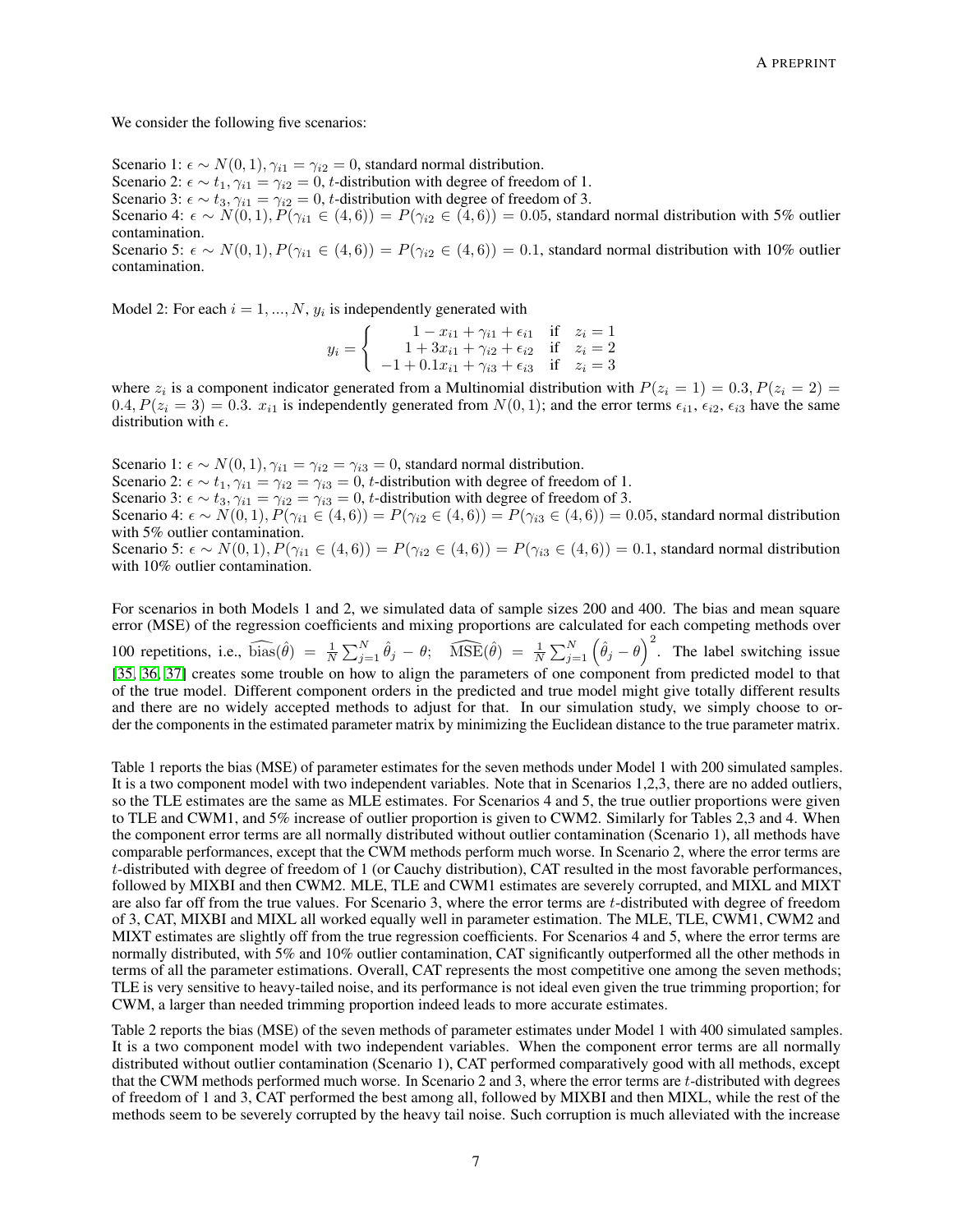We consider the following five scenarios:

Scenario 1: $\epsilon \sim N(0, 1), \gamma_{i1} = \gamma_{i2} = 0$, standard normal distribution.
Scenario 2: $\epsilon \sim t_1, \gamma_{i1} = \gamma_{i2} = 0$, $t$-distribution with degree of freedom of 1.
Scenario 3: $\epsilon \sim t_3, \gamma_{i1} = \gamma_{i2} = 0$, $t$-distribution with degree of freedom of 3.
Scenario 4: $\epsilon \sim N(0, 1), P(\gamma_{i1} \in (4, 6)) = P(\gamma_{i2} \in (4, 6)) = 0.05$, standard normal distribution with 5% outlier contamination.
Scenario 5: $\epsilon \sim N(0, 1), P(\gamma_{i1} \in (4, 6)) = P(\gamma_{i2} \in (4, 6)) = 0.1$, standard normal distribution with 10% outlier contamination.

Model 2: For each $i = 1, ..., N$, $y_i$ is independently generated with

$$
y_i = \begin{cases} 1 - x_{i1} + \gamma_{i1} + \epsilon_{i1} & \text{if} \quad z_i = 1 \\ 1 + 3x_{i1} + \gamma_{i2} + \epsilon_{i2} & \text{if} \quad z_i = 2 \\ -1 + 0.1x_{i1} + \gamma_{i3} + \epsilon_{i3} & \text{if} \quad z_i = 3 \end{cases}
$$

where $z_i$ is a component indicator generated from a Multinomial distribution with $P(z_i = 1) = 0.3, P(z_i = 2) = 0.4, P(z_i = 3) = 0.3$. $x_{i1}$ is independently generated from $N(0, 1)$; and the error terms $\epsilon_{i1}$, $\epsilon_{i2}$, $\epsilon_{i3}$ have the same distribution with $\epsilon$.

Scenario 1: $\epsilon \sim N(0, 1), \gamma_{i1} = \gamma_{i2} = \gamma_{i3} = 0$, standard normal distribution.
Scenario 2: $\epsilon \sim t_1, \gamma_{i1} = \gamma_{i2} = \gamma_{i3} = 0$, $t$-distribution with degree of freedom of 1.
Scenario 3: $\epsilon \sim t_3, \gamma_{i1} = \gamma_{i2} = \gamma_{i3} = 0$, $t$-distribution with degree of freedom of 3.
Scenario 4: $\epsilon \sim N(0, 1), P(\gamma_{i1} \in (4, 6)) = P(\gamma_{i2} \in (4, 6)) = P(\gamma_{i3} \in (4, 6)) = 0.05$, standard normal distribution with 5% outlier contamination.
Scenario 5: $\epsilon \sim N(0, 1), P(\gamma_{i1} \in (4, 6)) = P(\gamma_{i2} \in (4, 6)) = P(\gamma_{i3} \in (4, 6)) = 0.1$, standard normal distribution with 10% outlier contamination.

For scenarios in both Models 1 and 2, we simulated data of sample sizes 200 and 400. The bias and mean square error (MSE) of the regression coefficients and mixing proportions are calculated for each competing methods over 100 repetitions, i.e., $\widehat{\text{bias}}(\hat{\theta}) = \frac{1}{N}\sum_{j=1}^{N}\hat{\theta}_j - \theta$; $\widehat{\text{MSE}}(\hat{\theta}) = \frac{1}{N}\sum_{j=1}^{N}\left(\hat{\theta}_j - \theta\right)^2$. The label switching issue [35, 36, 37] creates some trouble on how to align the parameters of one component from predicted model to that of the true model. Different component orders in the predicted and true model might give totally different results and there are no widely accepted methods to adjust for that. In our simulation study, we simply choose to order the components in the estimated parameter matrix by minimizing the Euclidean distance to the true parameter matrix.

Table 1 reports the bias (MSE) of parameter estimates for the seven methods under Model 1 with 200 simulated samples. It is a two component model with two independent variables. Note that in Scenarios 1,2,3, there are no added outliers, so the TLE estimates are the same as MLE estimates. For Scenarios 4 and 5, the true outlier proportions were given to TLE and CWM1, and 5% increase of outlier proportion is given to CWM2. Similarly for Tables 2,3 and 4. When the component error terms are all normally distributed without outlier contamination (Scenario 1), all methods have comparable performances, except that the CWM methods perform much worse. In Scenario 2, where the error terms are $t$-distributed with degree of freedom of 1 (or Cauchy distribution), CAT resulted in the most favorable performances, followed by MIXBI and then CWM2. MLE, TLE and CWM1 estimates are severely corrupted, and MIXL and MIXT are also far off from the true values. For Scenario 3, where the error terms are $t$-distributed with degree of freedom of 3, CAT, MIXBI and MIXL all worked equally well in parameter estimation. The MLE, TLE, CWM1, CWM2 and MIXT estimates are slightly off from the true regression coefficients. For Scenarios 4 and 5, where the error terms are normally distributed, with 5% and 10% outlier contamination, CAT significantly outperformed all the other methods in terms of all the parameter estimations. Overall, CAT represents the most competitive one among the seven methods; TLE is very sensitive to heavy-tailed noise, and its performance is not ideal even given the true trimming proportion; for CWM, a larger than needed trimming proportion indeed leads to more accurate estimates.

Table 2 reports the bias (MSE) of the seven methods of parameter estimates under Model 1 with 400 simulated samples. It is a two component model with two independent variables. When the component error terms are all normally distributed without outlier contamination (Scenario 1), CAT performed comparatively good with all methods, except that the CWM methods performed much worse. In Scenario 2 and 3, where the error terms are $t$-distributed with degrees of freedom of 1 and 3, CAT performed the best among all, followed by MIXBI and then MIXL, while the rest of the methods seem to be severely corrupted by the heavy tail noise. Such corruption is much alleviated with the increase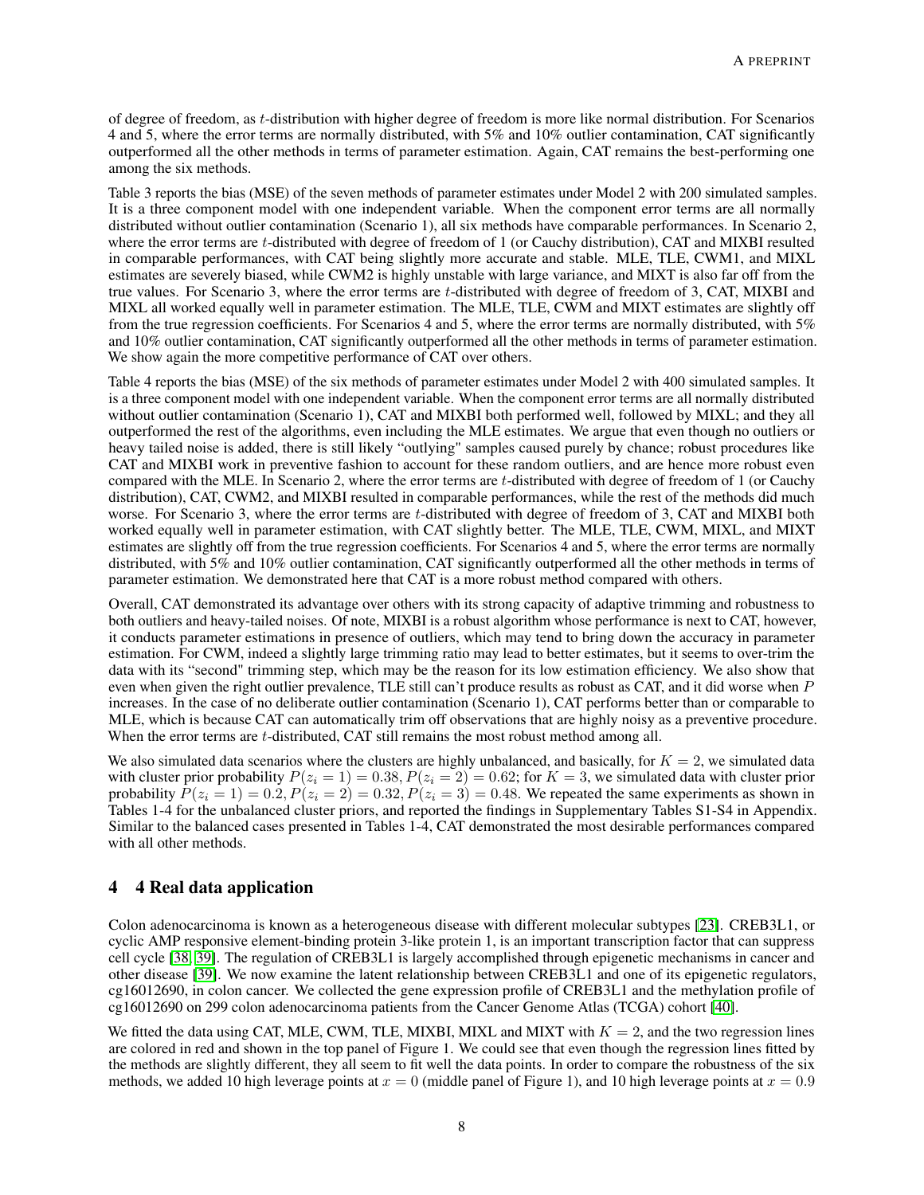of degree of freedom, as $t$-distribution with higher degree of freedom is more like normal distribution. For Scenarios 4 and 5, where the error terms are normally distributed, with 5% and 10% outlier contamination, CAT significantly outperformed all the other methods in terms of parameter estimation. Again, CAT remains the best-performing one among the six methods.

Table 3 reports the bias (MSE) of the seven methods of parameter estimates under Model 2 with 200 simulated samples. It is a three component model with one independent variable. When the component error terms are all normally distributed without outlier contamination (Scenario 1), all six methods have comparable performances. In Scenario 2, where the error terms are $t$-distributed with degree of freedom of 1 (or Cauchy distribution), CAT and MIXBI resulted in comparable performances, with CAT being slightly more accurate and stable. MLE, TLE, CWM1, and MIXL estimates are severely biased, while CWM2 is highly unstable with large variance, and MIXT is also far off from the true values. For Scenario 3, where the error terms are $t$-distributed with degree of freedom of 3, CAT, MIXBI and MIXL all worked equally well in parameter estimation. The MLE, TLE, CWM and MIXT estimates are slightly off from the true regression coefficients. For Scenarios 4 and 5, where the error terms are normally distributed, with 5% and 10% outlier contamination, CAT significantly outperformed all the other methods in terms of parameter estimation. We show again the more competitive performance of CAT over others.

Table 4 reports the bias (MSE) of the six methods of parameter estimates under Model 2 with 400 simulated samples. It is a three component model with one independent variable. When the component error terms are all normally distributed without outlier contamination (Scenario 1), CAT and MIXBI both performed well, followed by MIXL; and they all outperformed the rest of the algorithms, even including the MLE estimates. We argue that even though no outliers or heavy tailed noise is added, there is still likely "outlying" samples caused purely by chance; robust procedures like CAT and MIXBI work in preventive fashion to account for these random outliers, and are hence more robust even compared with the MLE. In Scenario 2, where the error terms are $t$-distributed with degree of freedom of 1 (or Cauchy distribution), CAT, CWM2, and MIXBI resulted in comparable performances, while the rest of the methods did much worse. For Scenario 3, where the error terms are $t$-distributed with degree of freedom of 3, CAT and MIXBI both worked equally well in parameter estimation, with CAT slightly better. The MLE, TLE, CWM, MIXL, and MIXT estimates are slightly off from the true regression coefficients. For Scenarios 4 and 5, where the error terms are normally distributed, with 5% and 10% outlier contamination, CAT significantly outperformed all the other methods in terms of parameter estimation. We demonstrated here that CAT is a more robust method compared with others.

Overall, CAT demonstrated its advantage over others with its strong capacity of adaptive trimming and robustness to both outliers and heavy-tailed noises. Of note, MIXBI is a robust algorithm whose performance is next to CAT, however, it conducts parameter estimations in presence of outliers, which may tend to bring down the accuracy in parameter estimation. For CWM, indeed a slightly large trimming ratio may lead to better estimates, but it seems to over-trim the data with its "second" trimming step, which may be the reason for its low estimation efficiency. We also show that even when given the right outlier prevalence, TLE still can't produce results as robust as CAT, and it did worse when $P$ increases. In the case of no deliberate outlier contamination (Scenario 1), CAT performs better than or comparable to MLE, which is because CAT can automatically trim off observations that are highly noisy as a preventive procedure. When the error terms are $t$-distributed, CAT still remains the most robust method among all.

We also simulated data scenarios where the clusters are highly unbalanced, and basically, for $K = 2$, we simulated data with cluster prior probability $P(z_i = 1) = 0.38, P(z_i = 2) = 0.62$; for $K = 3$, we simulated data with cluster prior probability $P(z_i = 1) = 0.2, P(z_i = 2) = 0.32, P(z_i = 3) = 0.48$. We repeated the same experiments as shown in Tables 1-4 for the unbalanced cluster priors, and reported the findings in Supplementary Tables S1-S4 in Appendix. Similar to the balanced cases presented in Tables 1-4, CAT demonstrated the most desirable performances compared with all other methods.

# 4 4 Real data application

Colon adenocarcinoma is known as a heterogeneous disease with different molecular subtypes [23]. CREB3L1, or cyclic AMP responsive element-binding protein 3-like protein 1, is an important transcription factor that can suppress cell cycle [38, 39]. The regulation of CREB3L1 is largely accomplished through epigenetic mechanisms in cancer and other disease [39]. We now examine the latent relationship between CREB3L1 and one of its epigenetic regulators, cg16012690, in colon cancer. We collected the gene expression profile of CREB3L1 and the methylation profile of cg16012690 on 299 colon adenocarcinoma patients from the Cancer Genome Atlas (TCGA) cohort [40].

We fitted the data using CAT, MLE, CWM, TLE, MIXBI, MIXL and MIXT with $K = 2$, and the two regression lines are colored in red and shown in the top panel of Figure 1. We could see that even though the regression lines fitted by the methods are slightly different, they all seem to fit well the data points. In order to compare the robustness of the six methods, we added 10 high leverage points at $x = 0$ (middle panel of Figure 1), and 10 high leverage points at $x = 0.9$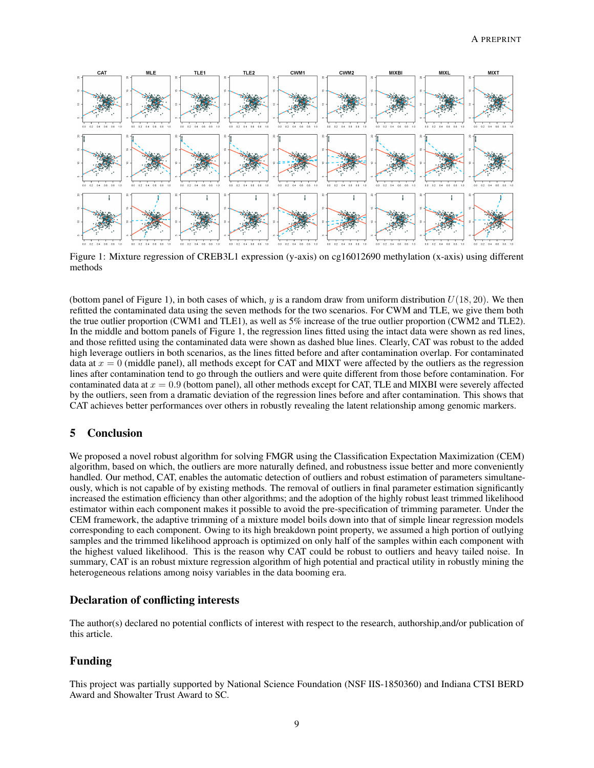Figure 1: Mixture regression of CREB3L1 expression (y-axis) on cg16012690 methylation (x-axis) using different methods

(bottom panel of Figure 1), in both cases of which, $y$ is a random draw from uniform distribution $U(18, 20)$. We then refitted the contaminated data using the seven methods for the two scenarios. For CWM and TLE, we give them both the true outlier proportion (CWM1 and TLE1), as well as 5% increase of the true outlier proportion (CWM2 and TLE2). In the middle and bottom panels of Figure 1, the regression lines fitted using the intact data were shown as red lines, and those refitted using the contaminated data were shown as dashed blue lines. Clearly, CAT was robust to the added high leverage outliers in both scenarios, as the lines fitted before and after contamination overlap. For contaminated data at $x = 0$ (middle panel), all methods except for CAT and MIXT were affected by the outliers as the regression lines after contamination tend to go through the outliers and were quite different from those before contamination. For contaminated data at $x = 0.9$ (bottom panel), all other methods except for CAT, TLE and MIXBI were severely affected by the outliers, seen from a dramatic deviation of the regression lines before and after contamination. This shows that CAT achieves better performances over others in robustly revealing the latent relationship among genomic markers.

## 5 Conclusion

We proposed a novel robust algorithm for solving FMGR using the Classification Expectation Maximization (CEM) algorithm, based on which, the outliers are more naturally defined, and robustness issue better and more conveniently handled. Our method, CAT, enables the automatic detection of outliers and robust estimation of parameters simultaneously, which is not capable of by existing methods. The removal of outliers in final parameter estimation significantly increased the estimation efficiency than other algorithms; and the adoption of the highly robust least trimmed likelihood estimator within each component makes it possible to avoid the pre-specification of trimming parameter. Under the CEM framework, the adaptive trimming of a mixture model boils down into that of simple linear regression models corresponding to each component. Owing to its high breakdown point property, we assumed a high portion of outlying samples and the trimmed likelihood approach is optimized on only half of the samples within each component with the highest valued likelihood. This is the reason why CAT could be robust to outliers and heavy tailed noise. In summary, CAT is an robust mixture regression algorithm of high potential and practical utility in robustly mining the heterogeneous relations among noisy variables in the data booming era.

## Declaration of conflicting interests

The author(s) declared no potential conflicts of interest with respect to the research, authorship,and/or publication of this article.

## Funding

This project was partially supported by National Science Foundation (NSF IIS-1850360) and Indiana CTSI BERD Award and Showalter Trust Award to SC.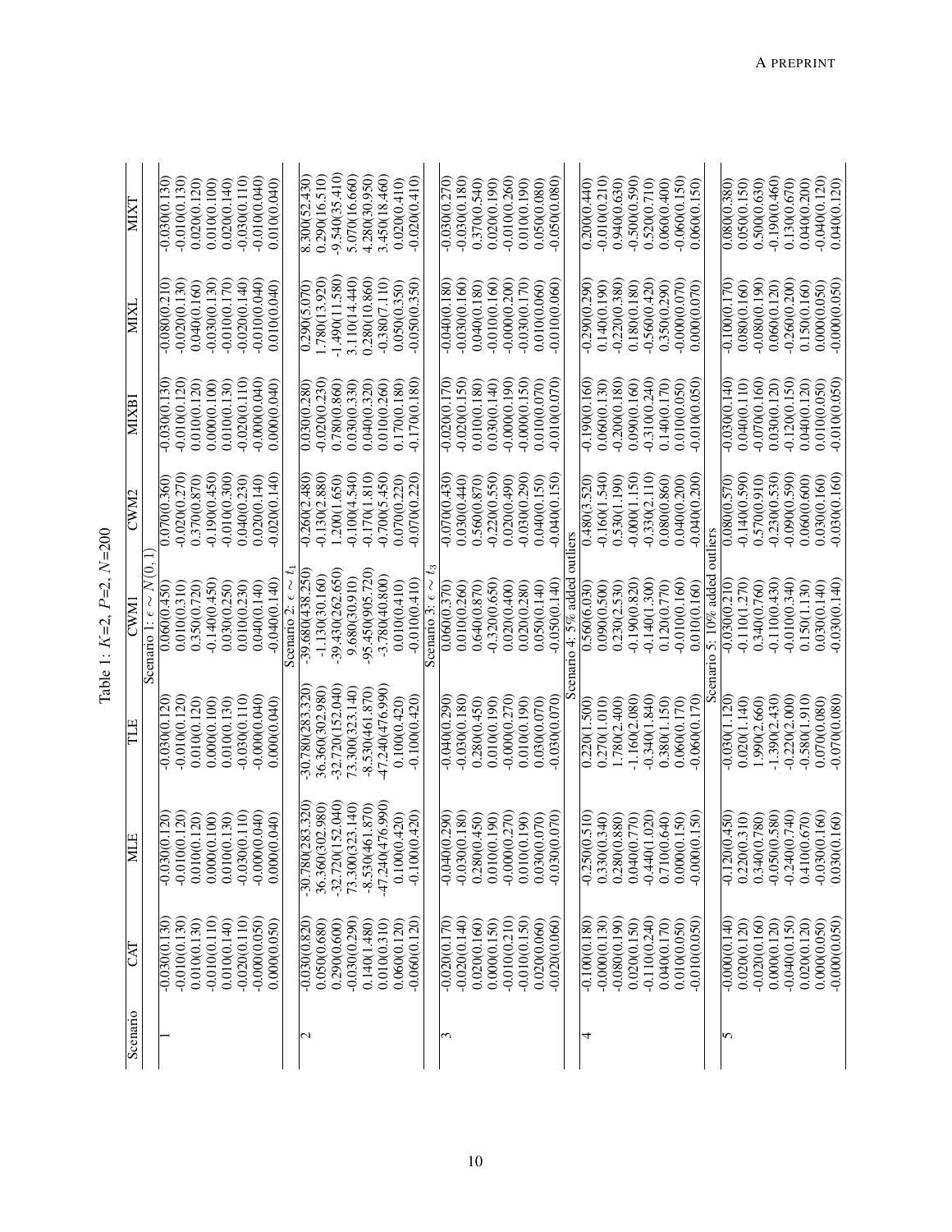Table 1: $K$=2, $P$=2, $N$=200

| Scenario | CAT | MLE | TLE | CWM1 | CWM2 | MIXBI | MIXL | MIXT |
|---|---|---|---|---|---|---|---|---|
| | | | | Scenario 1: $\epsilon \sim N(0,1)$ | | | | |
| 1 | -0.030(0.130) | -0.030(0.120) | -0.030(0.120) | 0.060(0.450) | 0.070(0.360) | -0.030(0.130) | -0.080(0.210) | -0.030(0.130) |
| | -0.010(0.130) | -0.010(0.120) | -0.010(0.120) | 0.010(0.310) | -0.020(0.270) | -0.010(0.120) | -0.020(0.130) | -0.010(0.130) |
| | 0.010(0.130) | 0.010(0.120) | 0.010(0.120) | 0.350(0.720) | 0.370(0.870) | 0.010(0.120) | 0.040(0.160) | 0.020(0.120) |
| | -0.010(0.110) | 0.000(0.100) | 0.000(0.100) | -0.140(0.450) | -0.190(0.450) | 0.000(0.100) | -0.030(0.130) | 0.010(0.100) |
| | 0.010(0.140) | 0.010(0.130) | 0.010(0.130) | 0.030(0.250) | -0.010(0.300) | 0.010(0.130) | -0.010(0.170) | 0.020(0.140) |
| | -0.020(0.110) | -0.030(0.110) | -0.030(0.110) | 0.010(0.230) | 0.040(0.230) | -0.020(0.110) | -0.020(0.140) | -0.030(0.110) |
| | -0.000(0.050) | -0.000(0.040) | -0.000(0.040) | 0.040(0.140) | 0.020(0.140) | -0.000(0.040) | -0.010(0.040) | -0.010(0.040) |
| | 0.000(0.050) | 0.000(0.040) | 0.000(0.040) | -0.040(0.140) | -0.020(0.140) | 0.000(0.040) | 0.010(0.040) | 0.010(0.040) |
| | | | | Scenario 2: $\epsilon \sim t_1$ | | | | |
| 2 | -0.030(0.820) | -30.780(283.320) | -30.780(283.320) | -39.680(438.250) | -0.260(2.480) | 0.030(0.280) | 0.290(5.070) | 8.300(52.430) |
| | 0.050(0.680) | 36.360(302.980) | 36.360(302.980) | -1.130(30.160) | -0.130(2.880) | -0.020(0.230) | 1.780(13.920) | 0.290(16.510) |
| | 0.290(0.600) | -32.720(152.040) | -32.720(152.040) | -39.430(262.650) | 1.200(1.650) | 0.780(0.860) | -1.490(11.580) | -9.540(35.410) |
| | -0.030(0.290) | 73.300(323.140) | 73.300(323.140) | 9.680(30.910) | -0.100(4.540) | 0.030(0.330) | 3.110(14.440) | 5.070(16.660) |
| | 0.140(1.480) | -8.530(461.870) | -8.530(461.870) | -95.450(905.720) | -0.170(1.810) | 0.040(0.320) | 0.280(10.860) | 4.280(30.950) |
| | 0.010(0.310) | -47.240(476.990) | -47.240(476.990) | -3.780(40.800) | -0.700(5.450) | 0.010(0.260) | -0.380(7.110) | 3.450(18.460) |
| | 0.060(0.120) | 0.100(0.420) | 0.100(0.420) | 0.010(0.410) | 0.070(0.220) | 0.170(0.180) | 0.050(0.350) | 0.020(0.410) |
| | -0.060(0.120) | -0.100(0.420) | -0.100(0.420) | -0.010(0.410) | -0.070(0.220) | -0.170(0.180) | -0.050(0.350) | -0.020(0.410) |
| | | | | Scenario 3: $\epsilon \sim t_3$ | | | | |
| 3 | -0.020(0.170) | -0.040(0.290) | -0.040(0.290) | 0.060(0.370) | -0.070(0.430) | -0.020(0.170) | -0.040(0.180) | -0.030(0.270) |
| | -0.020(0.140) | -0.030(0.180) | -0.030(0.180) | 0.010(0.260) | 0.030(0.440) | -0.020(0.150) | -0.030(0.160) | -0.030(0.180) |
| | 0.020(0.160) | 0.280(0.450) | 0.280(0.450) | 0.640(0.870) | 0.560(0.870) | 0.010(0.180) | 0.040(0.180) | 0.370(0.540) |
| | 0.000(0.150) | 0.010(0.190) | 0.010(0.190) | -0.320(0.650) | -0.220(0.550) | 0.030(0.140) | -0.010(0.160) | 0.020(0.190) |
| | -0.010(0.210) | -0.000(0.270) | -0.000(0.270) | 0.020(0.400) | 0.020(0.490) | -0.000(0.190) | -0.000(0.200) | -0.010(0.260) |
| | -0.010(0.150) | 0.010(0.190) | 0.010(0.190) | 0.020(0.280) | -0.030(0.290) | -0.000(0.150) | -0.030(0.170) | 0.010(0.190) |
| | 0.020(0.060) | 0.030(0.070) | 0.030(0.070) | 0.050(0.140) | 0.040(0.150) | 0.010(0.070) | 0.010(0.060) | 0.050(0.080) |
| | -0.020(0.060) | -0.030(0.070) | -0.030(0.070) | -0.050(0.140) | -0.040(0.150) | -0.010(0.070) | -0.010(0.060) | -0.050(0.080) |
| | | | | Scenario 4: 5% added outliers | | | | |
| 4 | -0.100(0.180) | -0.250(0.510) | 0.220(1.500) | 0.560(6.030) | 0.480(3.520) | -0.190(0.160) | -0.290(0.290) | 0.200(0.440) |
| | -0.000(0.130) | 0.330(0.340) | 0.270(1.010) | 0.090(0.500) | -0.160(1.540) | 0.060(0.130) | 0.140(0.190) | -0.010(0.210) |
| | -0.080(0.190) | 0.280(0.880) | 1.780(2.400) | 0.230(2.530) | 0.530(1.190) | -0.200(0.180) | -0.220(0.380) | 0.940(0.630) |
| | 0.020(0.150) | 0.040(0.770) | -1.160(2.080) | -0.190(0.820) | -0.000(1.150) | 0.090(0.160) | 0.180(0.180) | -0.500(0.590) |
| | -0.110(0.240) | -0.440(1.020) | -0.340(1.840) | -0.140(1.300) | -0.330(2.110) | -0.310(0.240) | -0.560(0.420) | 0.520(0.710) |
| | 0.040(0.170) | 0.710(0.640) | 0.380(1.150) | 0.120(0.770) | 0.080(0.860) | 0.140(0.170) | 0.350(0.290) | 0.060(0.400) |
| | 0.010(0.050) | 0.000(0.150) | 0.060(0.170) | -0.010(0.160) | 0.040(0.200) | 0.010(0.050) | -0.000(0.070) | -0.060(0.150) |
| | -0.010(0.050) | -0.000(0.150) | -0.060(0.170) | 0.010(0.160) | -0.040(0.200) | -0.010(0.050) | 0.000(0.070) | 0.060(0.150) |
| | | | | Scenario 5: 10% added outliers | | | | |
| 5 | -0.000(0.140) | -0.120(0.450) | -0.030(1.120) | -0.030(0.210) | 0.080(0.570) | -0.030(0.140) | -0.100(0.170) | 0.080(0.380) |
| | 0.020(0.120) | 0.220(0.310) | 0.020(1.140) | -0.110(1.270) | -0.140(0.590) | 0.040(0.110) | 0.080(0.160) | 0.050(0.150) |
| | -0.020(0.160) | 0.340(0.780) | 1.990(2.660) | 0.340(0.760) | 0.570(0.910) | -0.070(0.160) | -0.080(0.190) | 0.500(0.630) |
| | 0.000(0.120) | -0.050(0.580) | -1.390(2.430) | -0.110(0.430) | -0.230(0.530) | 0.030(0.120) | 0.060(0.120) | -0.190(0.460) |
| | -0.040(0.150) | -0.240(0.740) | -0.220(2.000) | -0.010(0.340) | -0.090(0.590) | -0.120(0.150) | -0.260(0.200) | 0.130(0.670) |
| | 0.020(0.120) | 0.410(0.670) | -0.580(1.910) | 0.150(1.130) | 0.060(0.600) | 0.040(0.120) | 0.150(0.160) | 0.040(0.200) |
| | 0.000(0.050) | -0.030(0.160) | 0.070(0.080) | 0.030(0.140) | 0.030(0.160) | 0.010(0.050) | 0.000(0.050) | -0.040(0.120) |
| | -0.000(0.050) | 0.030(0.160) | -0.070(0.080) | -0.030(0.140) | -0.030(0.160) | -0.010(0.050) | -0.000(0.050) | 0.040(0.120) |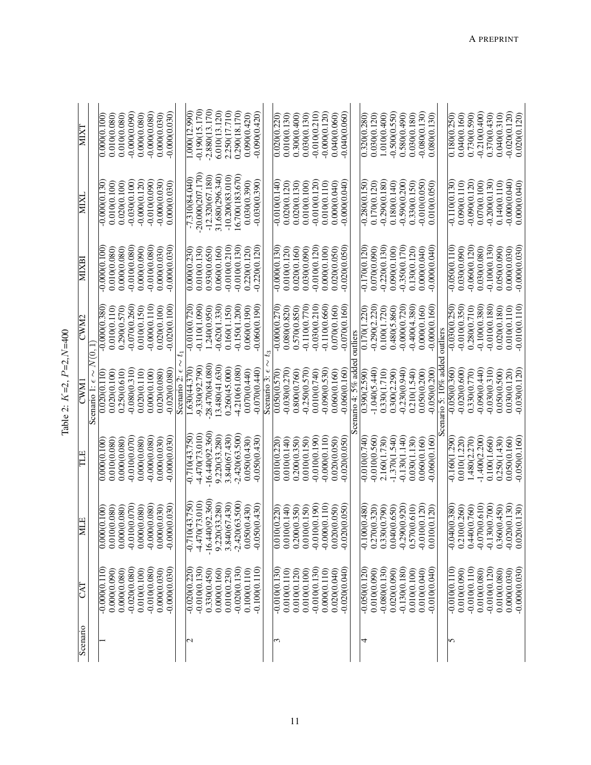Table 2: $K$=2, $P$=2, $N$=400

| Scenario | CAT | MLE | TLE | CWM1 | CWM2 | MIXBI | MIXL | MIXT |
|---|---|---|---|---|---|---|---|---|
| | | | | Scenario 1: $\epsilon \sim N(0,1)$ | | | | |
| 1 | -0.000(0.110) | 0.000(0.100) | 0.000(0.100) | 0.020(0.110) | -0.000(0.380) | -0.000(0.100) | -0.000(0.130) | 0.000(0.100) |
| | 0.000(0.090) | 0.010(0.080) | 0.010(0.080) | 0.020(0.100) | 0.010(0.110) | 0.010(0.080) | 0.010(0.100) | 0.010(0.080) |
| | 0.000(0.080) | 0.000(0.080) | 0.000(0.080) | 0.250(0.610) | 0.290(0.570) | 0.000(0.080) | 0.020(0.100) | 0.010(0.080) |
| | -0.020(0.080) | -0.010(0.070) | -0.010(0.070) | -0.080(0.310) | -0.070(0.260) | -0.010(0.080) | -0.030(0.100) | -0.000(0.090) |
| | 0.010(0.100) | 0.000(0.080) | 0.000(0.080) | 0.020(0.110) | 0.010(0.150) | 0.000(0.090) | -0.000(0.120) | 0.000(0.080) |
| | -0.010(0.080) | -0.000(0.080) | -0.000(0.080) | 0.000(0.100) | -0.000(0.110) | -0.010(0.080) | -0.010(0.090) | -0.000(0.080) |
| | 0.000(0.030) | 0.000(0.030) | 0.000(0.030) | 0.020(0.080) | 0.020(0.100) | 0.000(0.030) | -0.000(0.030) | 0.000(0.030) |
| | -0.000(0.030) | -0.000(0.030) | -0.000(0.030) | -0.020(0.080) | -0.020(0.100) | -0.000(0.030) | 0.000(0.030) | -0.000(0.030) |
| | | | | Scenario 2: $\epsilon \sim t_1$ | | | | |
| 2 | -0.020(0.220) | -0.710(43.750) | -0.710(43.750) | 1.630(44.370) | -0.010(0.720) | 0.000(0.230) | -7.310(84.040) | 1.000(12.990) |
| | -0.010(0.130) | -4.470(73.010) | -4.470(73.010) | -9.330(92.790) | -0.110(1.090) | 0.010(0.130) | -20.000(207.170) | -0.190(15.170) |
| | 0.330(0.450) | -16.440(92.360) | -16.440(92.360) | -28.470(84.080) | 1.240(0.950) | 0.930(0.650) | -12.320(67.180) | -2.880(13.170) |
| | 0.000(0.160) | 9.220(33.280) | 9.220(33.280) | 13.480(41.630) | -0.620(1.330) | 0.060(0.160) | 31.680(296.340) | 6.010(13.120) |
| | 0.010(0.230) | 3.840(67.430) | 3.840(67.430) | 0.260(45.000) | 0.160(1.150) | -0.010(0.210) | -10.200(83.010) | 2.250(17.710) |
| | -0.020(0.130) | -2.420(63.500) | -2.420(63.500) | -4.210(61.080) | -0.150(1.200) | -0.010(0.130) | 16.700(183.670) | 0.290(18.170) |
| | 0.100(0.110) | 0.050(0.430) | 0.050(0.430) | 0.070(0.440) | 0.060(0.190) | 0.220(0.120) | 0.030(0.390) | 0.090(0.420) |
| | -0.100(0.110) | -0.050(0.430) | -0.050(0.430) | -0.070(0.440) | -0.060(0.190) | -0.220(0.120) | -0.030(0.390) | -0.090(0.420) |
| | | | | Scenario 3: $\epsilon \sim t_3$ | | | | |
| 3 | -0.010(0.130) | 0.010(0.220) | 0.010(0.220) | 0.050(0.570) | -0.000(0.270) | -0.000(0.130) | -0.010(0.140) | 0.020(0.220) |
| | 0.010(0.110) | 0.010(0.140) | 0.010(0.140) | -0.030(0.270) | 0.080(0.820) | 0.010(0.120) | 0.020(0.120) | 0.010(0.130) |
| | 0.010(0.120) | 0.200(0.350) | 0.200(0.350) | 0.800(0.760) | 0.570(0.850) | 0.020(0.160) | 0.020(0.130) | 0.300(0.400) |
| | 0.010(0.100) | 0.010(0.150) | 0.010(0.150) | -0.250(0.570) | -0.110(0.770) | 0.030(0.090) | 0.010(0.100) | 0.030(0.130) |
| | -0.010(0.130) | -0.010(0.190) | -0.010(0.190) | 0.010(0.740) | -0.030(0.210) | -0.010(0.120) | -0.010(0.120) | -0.010(0.210) |
| | 0.000(0.110) | -0.000(0.110) | -0.000(0.110) | -0.090(0.530) | -0.110(0.660) | 0.000(0.100) | 0.010(0.110) | -0.000(0.120) |
| | 0.020(0.040) | 0.020(0.050) | 0.020(0.050) | 0.060(0.160) | 0.070(0.160) | 0.020(0.050) | 0.000(0.040) | 0.040(0.060) |
| | -0.020(0.040) | -0.020(0.050) | -0.020(0.050) | -0.060(0.160) | -0.070(0.160) | -0.020(0.050) | -0.000(0.040) | -0.040(0.060) |
| | | | | Scenario 4: 5% added outliers | | | | |
| 4 | -0.050(0.120) | -0.100(0.480) | -0.010(0.740) | 0.390(2.590) | 0.170(1.220) | -0.170(0.120) | -0.280(0.150) | 0.320(0.280) |
| | 0.010(0.090) | 0.270(0.320) | -0.010(0.560) | -1.040(5.440) | -0.290(2.220) | 0.070(0.090) | 0.170(0.120) | 0.030(0.120) |
| | -0.080(0.130) | 0.330(0.790) | 2.160(1.730) | 0.330(1.710) | 0.100(1.720) | -0.220(0.130) | -0.290(0.180) | 1.010(0.400) |
| | 0.020(0.090) | 0.040(0.650) | -1.370(1.540) | 0.300(2.290) | 0.480(5.860) | 0.090(0.100) | 0.180(0.140) | -0.500(0.550) |
| | -0.130(0.180) | -0.290(0.920) | -0.130(1.140) | -0.230(0.940) | -0.000(0.720) | -0.350(0.170) | -0.590(0.200) | 0.580(0.490) |
| | 0.010(0.100) | 0.570(0.610) | 0.030(1.130) | 0.210(1.540) | -0.400(4.380) | 0.130(0.120) | 0.330(0.150) | 0.030(0.180) |
| | 0.010(0.040) | -0.010(0.120) | 0.060(0.160) | 0.050(0.200) | 0.000(0.160) | 0.000(0.040) | -0.010(0.050) | -0.080(0.130) |
| | -0.010(0.040) | 0.010(0.120) | -0.060(0.160) | -0.050(0.200) | -0.000(0.160) | -0.000(0.040) | 0.010(0.050) | 0.080(0.130) |
| | | | | Scenario 5: 10% added outliers | | | | |
| 5 | -0.010(0.110) | -0.040(0.380) | -0.160(1.290) | -0.050(0.360) | -0.030(0.250) | -0.050(0.110) | -0.110(0.130) | 0.180(0.250) |
| | 0.010(0.090) | 0.210(0.260) | 0.010(1.220) | -0.020(0.600) | -0.010(0.350) | 0.030(0.090) | 0.090(0.110) | 0.040(0.160) |
| | -0.010(0.110) | 0.440(0.760) | 1.480(2.270) | 0.330(0.770) | 0.280(0.710) | -0.060(0.120) | -0.090(0.120) | 0.730(0.590) |
| | 0.010(0.080) | -0.070(0.610) | -1.400(2.200) | -0.090(0.440) | -0.100(0.380) | 0.030(0.080) | 0.070(0.100) | -0.210(0.400) |
| | -0.010(0.120) | -0.130(0.700) | 0.100(1.660) | -0.030(0.310) | -0.010(0.180) | -0.100(0.130) | -0.200(0.130) | 0.370(0.430) |
| | 0.010(0.080) | 0.360(0.450) | 0.250(1.430) | 0.050(0.500) | 0.020(0.180) | 0.050(0.090) | 0.140(0.110) | 0.040(0.310) |
| | 0.000(0.030) | -0.020(0.130) | 0.050(0.160) | 0.030(0.120) | 0.010(0.110) | 0.000(0.030) | -0.000(0.040) | -0.020(0.120) |
| | -0.000(0.030) | 0.020(0.130) | -0.050(0.160) | -0.030(0.120) | -0.010(0.110) | -0.000(0.030) | 0.000(0.040) | 0.020(0.120) |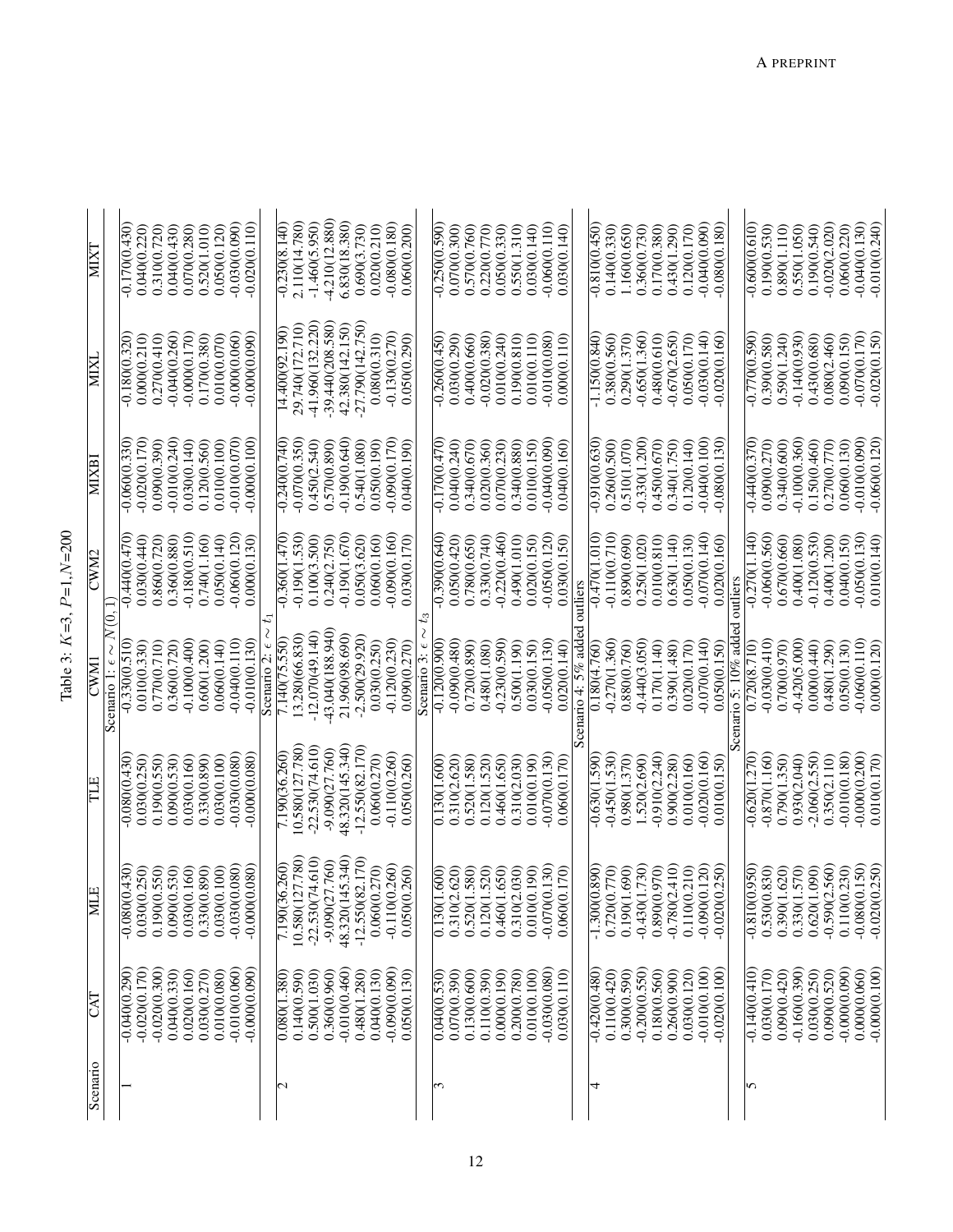Table 3: $K$=3, $P$=1, $N$=200

| Scenario | CAT | MLE | TLE | CWM1 | CWM2 | MIXBI | MIXL | MIXT |
|---|---|---|---|---|---|---|---|---|
| | Scenario 1: $\epsilon \sim N(0,1)$ | | | | | | | |
| 1 | -0.040(0.290) | -0.080(0.430) | -0.080(0.430) | -0.330(0.510) | -0.440(0.470) | -0.060(0.330) | -0.180(0.320) | -0.170(0.430) |
| | -0.020(0.170) | 0.030(0.250) | 0.030(0.250) | 0.010(0.330) | 0.030(0.440) | -0.020(0.170) | 0.000(0.210) | 0.040(0.220) |
| | -0.020(0.300) | 0.190(0.550) | 0.190(0.550) | 0.770(0.710) | 0.860(0.720) | 0.090(0.390) | 0.270(0.410) | 0.310(0.720) |
| | 0.040(0.330) | 0.090(0.530) | 0.090(0.530) | 0.360(0.720) | 0.360(0.880) | -0.010(0.240) | -0.040(0.260) | 0.040(0.430) |
| | 0.020(0.160) | 0.030(0.160) | 0.030(0.160) | -0.100(0.400) | -0.180(0.510) | 0.030(0.140) | -0.000(0.170) | 0.070(0.280) |
| | 0.030(0.270) | 0.330(0.890) | 0.330(0.890) | 0.600(1.200) | 0.740(1.160) | 0.120(0.560) | 0.170(0.380) | 0.520(1.010) |
| | 0.010(0.080) | 0.030(0.100) | 0.030(0.100) | 0.060(0.140) | 0.050(0.140) | 0.010(0.100) | 0.010(0.070) | 0.050(0.120) |
| | -0.010(0.060) | -0.030(0.080) | -0.030(0.080) | -0.040(0.110) | -0.060(0.120) | -0.010(0.070) | -0.000(0.060) | -0.030(0.090) |
| | -0.000(0.090) | -0.000(0.080) | -0.000(0.080) | -0.010(0.130) | 0.000(0.130) | -0.000(0.100) | -0.000(0.090) | -0.020(0.110) |
| | Scenario 2: $\epsilon \sim t_1$ | | | | | | | |
| 2 | 0.080(1.380) | 7.190(36.260) | 7.190(36.260) | 7.140(75.550) | -0.360(1.470) | -0.240(0.740) | 14.400(92.190) | -0.230(8.140) |
| | 0.140(0.590) | 10.580(127.780) | 10.580(127.780) | 13.280(66.830) | -0.190(1.530) | -0.070(0.350) | 29.740(172.710) | 2.110(14.780) |
| | 0.500(1.030) | -22.530(74.610) | -22.530(74.610) | -12.070(49.140) | 0.100(3.500) | 0.450(2.540) | -41.960(132.220) | -1.460(5.950) |
| | 0.360(0.960) | -9.090(27.760) | -9.090(27.760) | -43.040(188.940) | 0.240(2.750) | 0.570(0.890) | -39.440(208.580) | -4.210(12.880) |
| | -0.010(0.460) | 48.320(145.340) | 48.320(145.340) | 21.960(98.690) | -0.190(1.670) | -0.190(0.640) | 42.380(142.150) | 6.830(18.380) |
| | 0.480(1.280) | -12.550(82.170) | -12.550(82.170) | -2.500(29.920) | 0.050(3.620) | 0.540(1.080) | -27.790(142.750) | 0.690(3.730) |
| | 0.040(0.130) | 0.060(0.270) | 0.060(0.270) | 0.030(0.250) | 0.060(0.160) | 0.050(0.190) | 0.080(0.310) | 0.020(0.210) |
| | -0.090(0.090) | -0.110(0.260) | -0.110(0.260) | -0.120(0.230) | -0.090(0.160) | -0.090(0.170) | -0.130(0.270) | -0.080(0.180) |
| | 0.050(0.130) | 0.050(0.260) | 0.050(0.260) | 0.090(0.270) | 0.030(0.170) | 0.040(0.190) | 0.050(0.290) | 0.060(0.200) |
| | Scenario 3: $\epsilon \sim t_3$ | | | | | | | |
| 3 | 0.040(0.530) | 0.130(1.600) | 0.130(1.600) | -0.120(0.900) | -0.390(0.640) | -0.170(0.470) | -0.260(0.450) | -0.250(0.590) |
| | 0.070(0.390) | 0.310(2.620) | 0.310(2.620) | -0.090(0.480) | 0.050(0.420) | 0.040(0.240) | 0.030(0.290) | 0.070(0.300) |
| | 0.130(0.600) | 0.520(1.580) | 0.520(1.580) | 0.720(0.890) | 0.780(0.650) | 0.340(0.670) | 0.400(0.660) | 0.570(0.760) |
| | 0.110(0.390) | 0.120(1.520) | 0.120(1.520) | 0.480(1.080) | 0.330(0.740) | 0.020(0.360) | -0.020(0.380) | 0.220(0.770) |
| | 0.000(0.190) | 0.460(1.650) | 0.460(1.650) | -0.230(0.590) | -0.220(0.460) | 0.070(0.230) | 0.010(0.240) | 0.050(0.330) |
| | 0.200(0.780) | 0.310(2.030) | 0.310(2.030) | 0.500(1.190) | 0.490(1.010) | 0.340(0.880) | 0.190(0.810) | 0.550(1.310) |
| | 0.010(0.100) | 0.010(0.190) | 0.010(0.190) | 0.030(0.150) | 0.020(0.150) | 0.010(0.150) | 0.010(0.110) | 0.030(0.140) |
| | -0.030(0.080) | -0.070(0.130) | -0.070(0.130) | -0.050(0.130) | -0.050(0.120) | -0.040(0.090) | -0.010(0.080) | -0.060(0.110) |
| | 0.030(0.110) | 0.060(0.170) | 0.060(0.170) | 0.020(0.140) | 0.030(0.150) | 0.040(0.160) | 0.000(0.110) | 0.030(0.140) |
| | Scenario 4: 5% added outliers | | | | | | | |
| 4 | -0.420(0.480) | -1.300(0.890) | -0.630(1.590) | 0.180(4.760) | -0.470(1.010) | -0.910(0.630) | -1.150(0.840) | -0.810(0.450) |
| | 0.110(0.420) | 0.720(0.770) | -0.450(1.530) | -0.270(1.360) | -0.110(0.710) | 0.260(0.500) | 0.380(0.560) | 0.140(0.330) |
| | 0.300(0.590) | 0.190(1.690) | 0.980(1.370) | 0.880(0.760) | 0.890(0.690) | 0.510(1.070) | 0.290(1.370) | 1.160(0.650) |
| | -0.200(0.550) | -0.430(1.730) | 1.520(2.690) | -0.440(3.050) | 0.250(1.020) | -0.330(1.200) | -0.650(1.360) | 0.360(0.730) |
| | 0.180(0.560) | 0.890(0.970) | -0.910(2.240) | 0.170(1.140) | 0.010(0.810) | 0.450(0.670) | 0.480(0.610) | 0.170(0.380) |
| | 0.260(0.900) | -0.780(2.410) | 0.900(2.280) | 0.390(1.480) | 0.630(1.140) | 0.340(1.750) | -0.670(2.650) | 0.430(1.290) |
| | 0.030(0.120) | 0.110(0.210) | 0.010(0.160) | 0.020(0.170) | 0.050(0.130) | 0.120(0.140) | 0.050(0.170) | 0.120(0.170) |
| | -0.010(0.100) | -0.090(0.120) | -0.020(0.160) | -0.070(0.140) | -0.070(0.140) | -0.040(0.100) | -0.030(0.140) | -0.040(0.090) |
| | -0.020(0.100) | -0.020(0.250) | 0.010(0.150) | 0.050(0.150) | 0.020(0.160) | -0.080(0.130) | -0.020(0.160) | -0.080(0.180) |
| | Scenario 5: 10% added outliers | | | | | | | |
| 5 | -0.140(0.410) | -0.810(0.950) | -0.620(1.270) | 0.720(8.710) | -0.270(1.140) | -0.440(0.370) | -0.770(0.590) | -0.600(0.610) |
| | 0.030(0.170) | 0.530(0.830) | -0.870(1.160) | -0.030(0.410) | -0.060(0.560) | 0.090(0.270) | 0.390(0.580) | 0.190(0.530) |
| | 0.090(0.420) | 0.390(1.620) | 0.790(1.350) | 0.700(0.970) | 0.670(0.660) | 0.340(0.600) | 0.590(1.240) | 0.890(1.110) |
| | -0.160(0.390) | 0.330(1.570) | 0.930(2.040) | -0.420(5.000) | 0.400(1.080) | -0.100(0.360) | -0.140(0.930) | 0.550(1.050) |
| | 0.030(0.250) | 0.620(1.090) | -2.060(2.550) | 0.000(0.440) | -0.120(0.530) | 0.150(0.460) | 0.430(0.680) | 0.190(0.540) |
| | 0.090(0.520) | -0.590(2.560) | 0.350(2.110) | 0.480(1.290) | 0.400(1.200) | 0.270(0.770) | 0.080(2.460) | -0.020(2.020) |
| | -0.000(0.090) | 0.110(0.230) | -0.010(0.180) | 0.050(0.130) | 0.040(0.150) | 0.060(0.130) | 0.090(0.150) | 0.060(0.220) |
| | 0.000(0.060) | -0.080(0.150) | -0.000(0.200) | -0.060(0.110) | -0.050(0.130) | -0.010(0.090) | -0.070(0.170) | -0.040(0.130) |
| | -0.000(0.100) | -0.020(0.250) | 0.010(0.170) | 0.000(0.120) | 0.010(0.140) | -0.060(0.120) | -0.020(0.150) | -0.010(0.240) |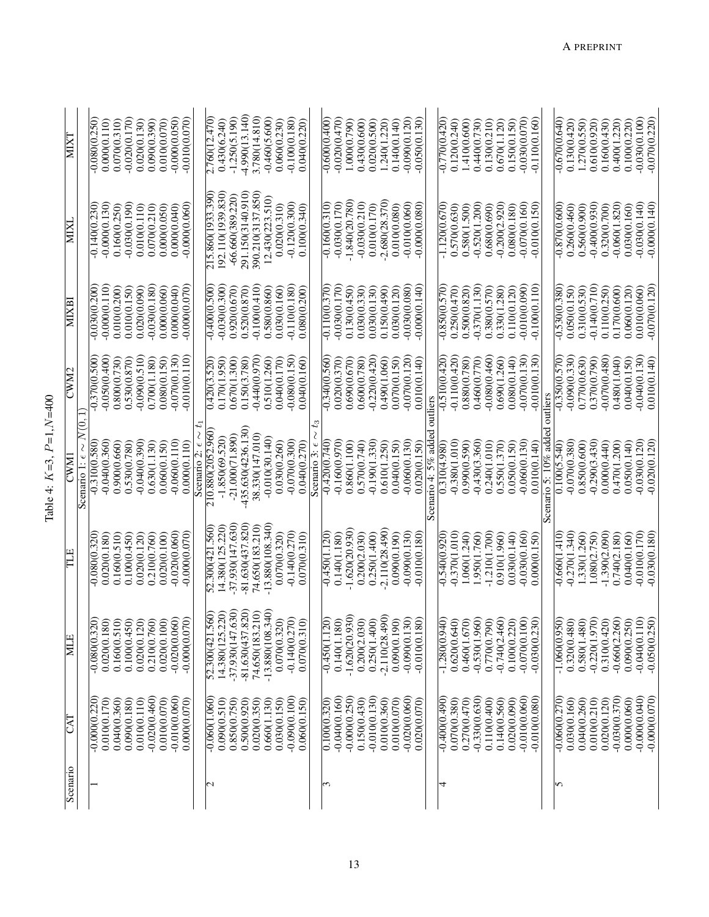Table 4: $K$=3, $P$=1, $N$=400

| Scenario | CAT | MLE | TLE | CWM1 | CWM2 | MIXBI | MIXL | MIXT |
|---|---|---|---|---|---|---|---|---|
| | | | | Scenario 1: $\epsilon \sim N(0, 1)$ | | | | |
| 1 | -0.000(0.220) | -0.080(0.320) | -0.080(0.320) | -0.310(0.580) | -0.370(0.500) | -0.030(0.200) | -0.140(0.230) | -0.080(0.250) |
| | 0.010(0.170) | 0.020(0.180) | 0.020(0.180) | -0.040(0.360) | -0.050(0.400) | -0.000(0.110) | -0.000(0.130) | 0.000(0.110) |
| | 0.040(0.360) | 0.160(0.510) | 0.160(0.510) | 0.900(0.660) | 0.800(0.730) | 0.010(0.200) | 0.160(0.250) | 0.070(0.310) |
| | 0.090(0.180) | 0.100(0.450) | 0.100(0.450) | 0.530(0.780) | 0.530(0.870) | 0.010(0.150) | -0.030(0.190) | -0.020(0.170) |
| | 0.010(0.110) | 0.020(0.120) | 0.020(0.120) | -0.040(0.390) | -0.090(0.510) | 0.020(0.090) | 0.010(0.110) | 0.020(0.130) |
| | -0.020(0.460) | 0.210(0.760) | 0.210(0.760) | 0.630(1.130) | 0.700(1.180) | -0.030(0.180) | 0.070(0.210) | 0.090(0.390) |
| | 0.010(0.070) | 0.020(0.100) | 0.020(0.100) | 0.060(0.150) | 0.080(0.150) | 0.000(0.060) | 0.000(0.050) | 0.010(0.070) |
| | -0.010(0.060) | -0.020(0.060) | -0.020(0.060) | -0.060(0.110) | -0.070(0.130) | 0.000(0.040) | 0.000(0.040) | -0.000(0.050) |
| | 0.000(0.070) | -0.000(0.070) | -0.000(0.070) | 0.000(0.110) | -0.010(0.110) | -0.000(0.070) | -0.000(0.060) | -0.010(0.070) |
| | | | | Scenario 2: $\epsilon \sim t_1$ | | | | |
| 2 | -0.060(1.060) | 52.300(421.560) | 52.300(421.560) | 210.880(2052.960) | 0.420(3.520) | -0.400(0.500) | 215.860(1933.390) | 2.760(12.470) |
| | 0.090(0.510) | 14.380(125.220) | 14.380(125.220) | -1.850(69.520) | 0.170(1.950) | -0.030(0.300) | 192.110(1939.830) | 0.430(6.240) |
| | 0.850(0.750) | -37.930(147.630) | -37.930(147.630) | -21.000(71.890) | 0.670(1.300) | 0.920(0.670) | -66.660(389.220) | -1.250(5.190) |
| | 0.500(0.920) | -81.630(437.820) | -81.630(437.820) | -435.630(4236.130) | 0.150(3.780) | 0.520(0.870) | 291.150(3140.910) | -4.990(13.140) |
| | 0.020(0.350) | 74.650(183.210) | 74.650(183.210) | 38.330(147.010) | -0.440(0.970) | -0.100(0.410) | 390.210(3137.850) | 3.780(14.810) |
| | 0.660(1.130) | -13.880(108.340) | -13.880(108.340) | -0.010(30.140) | 0.510(1.260) | 0.580(0.860) | 12.430(223.510) | -0.460(5.600) |
| | 0.030(0.150) | 0.070(0.320) | 0.070(0.320) | 0.030(0.260) | 0.040(0.170) | 0.030(0.160) | 0.020(0.310) | 0.060(0.230) |
| | -0.090(0.100) | -0.140(0.270) | -0.140(0.270) | -0.070(0.300) | -0.080(0.150) | -0.110(0.180) | -0.120(0.300) | -0.100(0.180) |
| | 0.060(0.150) | 0.070(0.310) | 0.070(0.310) | 0.040(0.270) | 0.040(0.160) | 0.080(0.200) | 0.100(0.340) | 0.040(0.220) |
| | | | | Scenario 3: $\epsilon \sim t_3$ | | | | |
| 3 | 0.100(0.320) | -0.450(1.120) | -0.450(1.120) | -0.420(0.740) | -0.340(0.560) | -0.110(0.370) | -0.160(0.310) | -0.600(0.400) |
| | -0.040(0.160) | 0.140(1.180) | 0.140(1.180) | -0.160(0.970) | 0.020(0.370) | -0.030(0.170) | -0.030(0.170) | -0.020(0.470) |
| | -0.000(0.250) | -1.620(20.930) | -1.620(20.930) | 0.860(1.100) | 0.690(0.670) | 0.130(0.450) | -1.840(20.780) | 1.000(0.790) |
| | 0.150(0.430) | 0.200(2.030) | 0.200(2.030) | 0.570(0.740) | 0.600(0.780) | 0.030(0.330) | -0.030(0.210) | 0.430(0.600) |
| | -0.010(0.130) | 0.250(1.400) | 0.250(1.400) | -0.190(1.330) | -0.220(0.420) | 0.030(0.130) | 0.010(0.170) | 0.020(0.500) |
| | 0.010(0.360) | -2.110(28.490) | -2.110(28.490) | 0.610(1.250) | 0.490(1.060) | 0.150(0.490) | -2.680(28.370) | 1.240(1.220) |
| | 0.010(0.070) | 0.090(0.190) | 0.090(0.190) | 0.040(0.150) | 0.070(0.150) | 0.030(0.120) | 0.010(0.080) | 0.140(0.140) |
| | -0.020(0.060) | -0.090(0.130) | -0.090(0.130) | -0.060(0.130) | -0.070(0.120) | -0.030(0.080) | -0.010(0.060) | -0.090(0.120) |
| | 0.020(0.070) | -0.010(0.180) | -0.010(0.180) | 0.020(0.150) | 0.010(0.140) | -0.000(0.140) | -0.000(0.080) | -0.050(0.130) |
| | | | | Scenario 4: 5% added outliers | | | | |
| 4 | -0.400(0.490) | -1.280(0.940) | -0.540(0.920) | 0.310(4.980) | -0.510(0.420) | -0.850(0.570) | -1.120(0.670) | -0.770(0.420) |
| | 0.070(0.380) | 0.620(0.640) | -0.370(1.010) | -0.380(1.010) | -0.110(0.420) | 0.250(0.470) | 0.570(0.630) | 0.120(0.240) |
| | 0.270(0.470) | 0.460(1.670) | 1.060(1.240) | 0.990(0.590) | 0.880(0.780) | 0.500(0.820) | 0.580(1.500) | 1.410(0.600) |
| | -0.330(0.630) | -0.530(1.960) | 1.950(1.760) | -0.430(3.360) | 0.460(0.770) | -0.370(1.130) | -0.520(1.200) | 0.440(0.730) |
| | 0.110(0.400) | 0.770(0.790) | -1.210(1.700) | 0.240(1.010) | -0.080(0.460) | 0.380(0.570) | 0.680(0.690) | 0.130(0.210) |
| | 0.140(0.560) | -0.740(2.460) | 0.910(1.960) | 0.550(1.370) | 0.690(1.260) | 0.330(1.280) | -0.200(2.920) | 0.670(1.120) |
| | 0.020(0.090) | 0.100(0.220) | 0.030(0.140) | 0.050(0.150) | 0.080(0.140) | 0.110(0.120) | 0.080(0.180) | 0.150(0.150) |
| | -0.010(0.060) | -0.070(0.100) | -0.030(0.160) | -0.060(0.130) | -0.070(0.130) | -0.010(0.090) | -0.070(0.160) | -0.030(0.070) |
| | -0.010(0.080) | -0.030(0.230) | 0.000(0.150) | 0.010(0.140) | -0.010(0.130) | -0.100(0.110) | -0.010(0.150) | -0.110(0.160) |
| | | | | Scenario 5: 10% added outliers | | | | |
| 5 | -0.060(0.270) | -1.060(0.950) | -0.660(1.410) | 0.100(5.540) | -0.350(0.570) | -0.530(0.380) | -0.870(0.600) | -0.670(0.640) |
| | 0.030(0.160) | 0.320(0.480) | -0.270(1.340) | -0.070(0.380) | -0.090(0.330) | 0.050(0.150) | 0.260(0.460) | 0.130(0.420) |
| | 0.040(0.260) | 0.580(1.480) | 1.330(1.260) | 0.850(0.600) | 0.770(0.630) | 0.310(0.530) | 0.560(0.900) | 1.270(0.550) |
| | 0.010(0.210) | -0.220(1.970) | 1.080(2.750) | -0.290(3.430) | 0.370(0.790) | -0.140(0.710) | -0.400(0.930) | 0.610(0.920) |
| | 0.020(0.120) | 0.310(0.420) | -1.390(2.090) | 0.000(0.440) | -0.070(0.480) | 0.110(0.250) | 0.320(0.700) | 0.160(0.430) |
| | -0.030(0.370) | -0.660(2.260) | 0.740(2.180) | 0.470(1.200) | 0.480(1.040) | 0.170(0.600) | -0.060(1.820) | 0.400(1.220) |
| | 0.000(0.060) | 0.090(0.250) | 0.040(0.160) | 0.050(0.140) | 0.040(0.150) | 0.060(0.120) | 0.030(0.160) | 0.100(0.220) |
| | -0.000(0.040) | -0.040(0.110) | -0.010(0.170) | -0.030(0.120) | -0.040(0.130) | 0.010(0.060) | -0.030(0.140) | -0.030(0.100) |
| | -0.000(0.070) | -0.050(0.250) | -0.030(0.180) | -0.020(0.120) | 0.010(0.140) | -0.070(0.120) | -0.000(0.140) | -0.070(0.220) |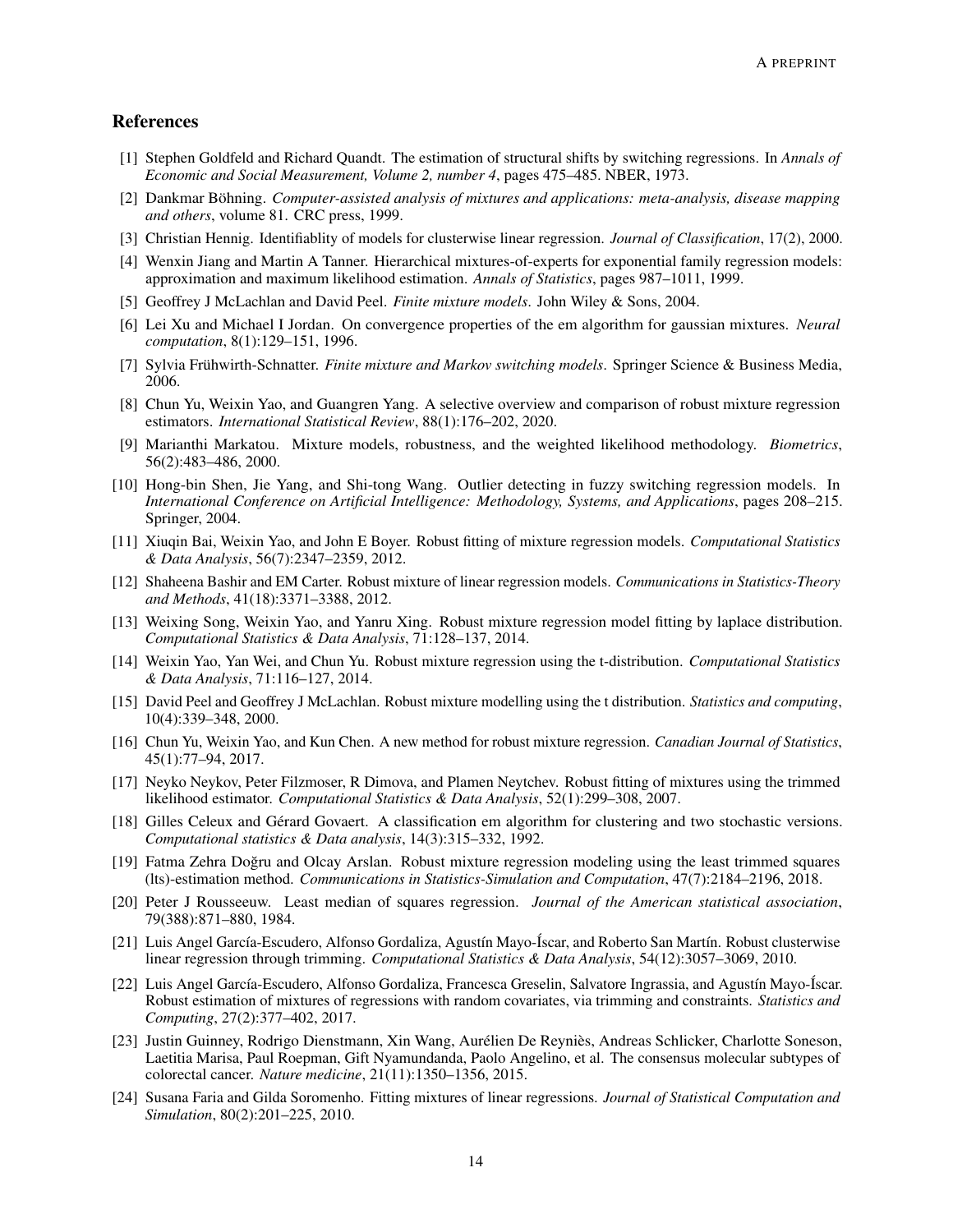## References

[1] Stephen Goldfeld and Richard Quandt. The estimation of structural shifts by switching regressions. In *Annals of Economic and Social Measurement, Volume 2, number 4*, pages 475–485. NBER, 1973.

[2] Dankmar Böhning. *Computer-assisted analysis of mixtures and applications: meta-analysis, disease mapping and others*, volume 81. CRC press, 1999.

[3] Christian Hennig. Identifiablity of models for clusterwise linear regression. *Journal of Classification*, 17(2), 2000.

[4] Wenxin Jiang and Martin A Tanner. Hierarchical mixtures-of-experts for exponential family regression models: approximation and maximum likelihood estimation. *Annals of Statistics*, pages 987–1011, 1999.

[5] Geoffrey J McLachlan and David Peel. *Finite mixture models*. John Wiley & Sons, 2004.

[6] Lei Xu and Michael I Jordan. On convergence properties of the em algorithm for gaussian mixtures. *Neural computation*, 8(1):129–151, 1996.

[7] Sylvia Frühwirth-Schnatter. *Finite mixture and Markov switching models*. Springer Science & Business Media, 2006.

[8] Chun Yu, Weixin Yao, and Guangren Yang. A selective overview and comparison of robust mixture regression estimators. *International Statistical Review*, 88(1):176–202, 2020.

[9] Marianthi Markatou. Mixture models, robustness, and the weighted likelihood methodology. *Biometrics*, 56(2):483–486, 2000.

[10] Hong-bin Shen, Jie Yang, and Shi-tong Wang. Outlier detecting in fuzzy switching regression models. In *International Conference on Artificial Intelligence: Methodology, Systems, and Applications*, pages 208–215. Springer, 2004.

[11] Xiuqin Bai, Weixin Yao, and John E Boyer. Robust fitting of mixture regression models. *Computational Statistics & Data Analysis*, 56(7):2347–2359, 2012.

[12] Shaheena Bashir and EM Carter. Robust mixture of linear regression models. *Communications in Statistics-Theory and Methods*, 41(18):3371–3388, 2012.

[13] Weixing Song, Weixin Yao, and Yanru Xing. Robust mixture regression model fitting by laplace distribution. *Computational Statistics & Data Analysis*, 71:128–137, 2014.

[14] Weixin Yao, Yan Wei, and Chun Yu. Robust mixture regression using the t-distribution. *Computational Statistics & Data Analysis*, 71:116–127, 2014.

[15] David Peel and Geoffrey J McLachlan. Robust mixture modelling using the t distribution. *Statistics and computing*, 10(4):339–348, 2000.

[16] Chun Yu, Weixin Yao, and Kun Chen. A new method for robust mixture regression. *Canadian Journal of Statistics*, 45(1):77–94, 2017.

[17] Neyko Neykov, Peter Filzmoser, R Dimova, and Plamen Neytchev. Robust fitting of mixtures using the trimmed likelihood estimator. *Computational Statistics & Data Analysis*, 52(1):299–308, 2007.

[18] Gilles Celeux and Gérard Govaert. A classification em algorithm for clustering and two stochastic versions. *Computational statistics & Data analysis*, 14(3):315–332, 1992.

[19] Fatma Zehra Doğru and Olcay Arslan. Robust mixture regression modeling using the least trimmed squares (lts)-estimation method. *Communications in Statistics-Simulation and Computation*, 47(7):2184–2196, 2018.

[20] Peter J Rousseeuw. Least median of squares regression. *Journal of the American statistical association*, 79(388):871–880, 1984.

[21] Luis Angel García-Escudero, Alfonso Gordaliza, Agustín Mayo-Íscar, and Roberto San Martín. Robust clusterwise linear regression through trimming. *Computational Statistics & Data Analysis*, 54(12):3057–3069, 2010.

[22] Luis Angel García-Escudero, Alfonso Gordaliza, Francesca Greselin, Salvatore Ingrassia, and Agustín Mayo-Íscar. Robust estimation of mixtures of regressions with random covariates, via trimming and constraints. *Statistics and Computing*, 27(2):377–402, 2017.

[23] Justin Guinney, Rodrigo Dienstmann, Xin Wang, Aurélien De Reyniès, Andreas Schlicker, Charlotte Soneson, Laetitia Marisa, Paul Roepman, Gift Nyamundanda, Paolo Angelino, et al. The consensus molecular subtypes of colorectal cancer. *Nature medicine*, 21(11):1350–1356, 2015.

[24] Susana Faria and Gilda Soromenho. Fitting mixtures of linear regressions. *Journal of Statistical Computation and Simulation*, 80(2):201–225, 2010.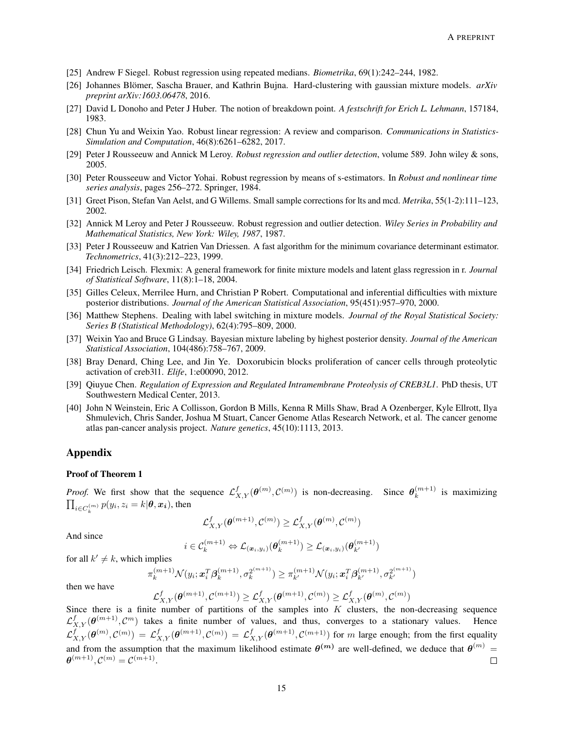[25] Andrew F Siegel. Robust regression using repeated medians. *Biometrika*, 69(1):242–244, 1982.

[26] Johannes Blömer, Sascha Brauer, and Kathrin Bujna. Hard-clustering with gaussian mixture models. *arXiv preprint arXiv:1603.06478*, 2016.

[27] David L Donoho and Peter J Huber. The notion of breakdown point. *A festschrift for Erich L. Lehmann*, 157184, 1983.

[28] Chun Yu and Weixin Yao. Robust linear regression: A review and comparison. *Communications in Statistics-Simulation and Computation*, 46(8):6261–6282, 2017.

[29] Peter J Rousseeuw and Annick M Leroy. *Robust regression and outlier detection*, volume 589. John wiley & sons, 2005.

[30] Peter Rousseeuw and Victor Yohai. Robust regression by means of s-estimators. In *Robust and nonlinear time series analysis*, pages 256–272. Springer, 1984.

[31] Greet Pison, Stefan Van Aelst, and G Willems. Small sample corrections for lts and mcd. *Metrika*, 55(1-2):111–123, 2002.

[32] Annick M Leroy and Peter J Rousseeuw. Robust regression and outlier detection. *Wiley Series in Probability and Mathematical Statistics, New York: Wiley, 1987*, 1987.

[33] Peter J Rousseeuw and Katrien Van Driessen. A fast algorithm for the minimum covariance determinant estimator. *Technometrics*, 41(3):212–223, 1999.

[34] Friedrich Leisch. Flexmix: A general framework for finite mixture models and latent glass regression in r. *Journal of Statistical Software*, 11(8):1–18, 2004.

[35] Gilles Celeux, Merrilee Hurn, and Christian P Robert. Computational and inferential difficulties with mixture posterior distributions. *Journal of the American Statistical Association*, 95(451):957–970, 2000.

[36] Matthew Stephens. Dealing with label switching in mixture models. *Journal of the Royal Statistical Society: Series B (Statistical Methodology)*, 62(4):795–809, 2000.

[37] Weixin Yao and Bruce G Lindsay. Bayesian mixture labeling by highest posterior density. *Journal of the American Statistical Association*, 104(486):758–767, 2009.

[38] Bray Denard, Ching Lee, and Jin Ye. Doxorubicin blocks proliferation of cancer cells through proteolytic activation of creb3l1. *Elife*, 1:e00090, 2012.

[39] Qiuyue Chen. *Regulation of Expression and Regulated Intramembrane Proteolysis of CREB3L1*. PhD thesis, UT Southwestern Medical Center, 2013.

[40] John N Weinstein, Eric A Collisson, Gordon B Mills, Kenna R Mills Shaw, Brad A Ozenberger, Kyle Ellrott, Ilya Shmulevich, Chris Sander, Joshua M Stuart, Cancer Genome Atlas Research Network, et al. The cancer genome atlas pan-cancer analysis project. *Nature genetics*, 45(10):1113, 2013.

# Appendix

### Proof of Theorem 1

*Proof.* We first show that the sequence $\mathcal{L}^f_{X,Y}(\boldsymbol{\theta}^{(m)}, \mathcal{C}^{(m)})$ is non-decreasing. Since $\boldsymbol{\theta}_k^{(m+1)}$ is maximizing $\prod_{i \in C_k^{(m)}} p(y_i, z_i = k|\boldsymbol{\theta}, \boldsymbol{x_i})$, then

$$\mathcal{L}^f_{X,Y}(\boldsymbol{\theta}^{(m+1)}, \mathcal{C}^{(m)}) \geq \mathcal{L}^f_{X,Y}(\boldsymbol{\theta}^{(m)}, \mathcal{C}^{(m)})$$

And since

$$i \in \mathcal{C}_k^{(m+1)} \Leftrightarrow \mathcal{L}_{(\boldsymbol{x}_i, y_i)}(\boldsymbol{\theta}_k^{(m+1)}) \geq \mathcal{L}_{(\boldsymbol{x}_i, y_i)}(\boldsymbol{\theta}_{k'}^{(m+1)})$$

for all $k' \neq k$, which implies

$$\pi_k^{(m+1)} \mathcal{N}(y_i; \boldsymbol{x}_i^T \boldsymbol{\beta}_k^{(m+1)}, \sigma_k^{2^{(m+1)}}) \geq \pi_{k'}^{(m+1)} \mathcal{N}(y_i; \boldsymbol{x}_i^T \boldsymbol{\beta}_{k'}^{(m+1)}, \sigma_{k'}^{2^{(m+1)}})$$

then we have

$$\mathcal{L}^f_{X,Y}(\boldsymbol{\theta}^{(m+1)}, \mathcal{C}^{(m+1)}) \geq \mathcal{L}^f_{X,Y}(\boldsymbol{\theta}^{(m+1)}, \mathcal{C}^{(m)}) \geq \mathcal{L}^f_{X,Y}(\boldsymbol{\theta}^{(m)}, \mathcal{C}^{(m)})$$

Since there is a finite number of partitions of the samples into $K$ clusters, the non-decreasing sequence $\mathcal{L}^f_{X,Y}(\boldsymbol{\theta}^{(m+1)}, \mathcal{C}^m)$ takes a finite number of values, and thus, converges to a stationary values. Hence $\mathcal{L}^f_{X,Y}(\boldsymbol{\theta}^{(m)}, \mathcal{C}^{(m)}) = \mathcal{L}^f_{X,Y}(\boldsymbol{\theta}^{(m+1)}, \mathcal{C}^{(m)}) = \mathcal{L}^f_{X,Y}(\boldsymbol{\theta}^{(m+1)}, \mathcal{C}^{(m+1)})$ for $m$ large enough; from the first equality and from the assumption that the maximum likelihood estimate $\boldsymbol{\theta}^{(m)}$ are well-defined, we deduce that $\boldsymbol{\theta}^{(m)} = \boldsymbol{\theta}^{(m+1)}, \mathcal{C}^{(m)} = \mathcal{C}^{(m+1)}$. □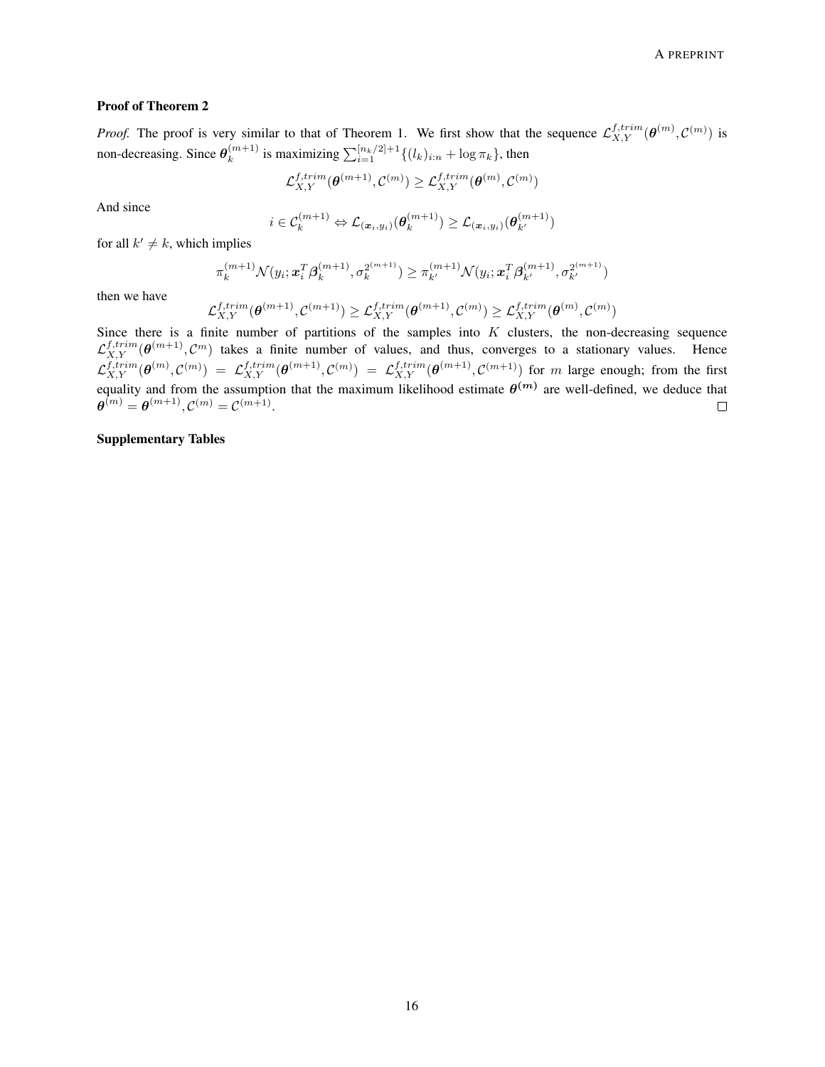**Proof of Theorem 2**

*Proof.* The proof is very similar to that of Theorem 1. We first show that the sequence $\mathcal{L}_{X,Y}^{f,trim}(\boldsymbol{\theta}^{(m)}, \mathcal{C}^{(m)})$ is non-decreasing. Since $\boldsymbol{\theta}_k^{(m+1)}$ is maximizing $\sum_{i=1}^{[n_k/2]+1}\{(l_k)_{i:n} + \log \pi_k\}$, then

$$\mathcal{L}_{X,Y}^{f,trim}(\boldsymbol{\theta}^{(m+1)}, \mathcal{C}^{(m)}) \geq \mathcal{L}_{X,Y}^{f,trim}(\boldsymbol{\theta}^{(m)}, \mathcal{C}^{(m)})$$

And since

$$i \in \mathcal{C}_k^{(m+1)} \Leftrightarrow \mathcal{L}_{(\boldsymbol{x}_i, y_i)}(\boldsymbol{\theta}_k^{(m+1)}) \geq \mathcal{L}_{(\boldsymbol{x}_i, y_i)}(\boldsymbol{\theta}_{k'}^{(m+1)})$$

for all $k' \neq k$, which implies

$$\pi_k^{(m+1)} \mathcal{N}(y_i; \boldsymbol{x}_i^T \boldsymbol{\beta}_k^{(m+1)}, \sigma_k^{2^{(m+1)}}) \geq \pi_{k'}^{(m+1)} \mathcal{N}(y_i; \boldsymbol{x}_i^T \boldsymbol{\beta}_{k'}^{(m+1)}, \sigma_{k'}^{2^{(m+1)}})$$

then we have

$$\mathcal{L}_{X,Y}^{f,trim}(\boldsymbol{\theta}^{(m+1)}, \mathcal{C}^{(m+1)}) \geq \mathcal{L}_{X,Y}^{f,trim}(\boldsymbol{\theta}^{(m+1)}, \mathcal{C}^{(m)}) \geq \mathcal{L}_{X,Y}^{f,trim}(\boldsymbol{\theta}^{(m)}, \mathcal{C}^{(m)})$$

Since there is a finite number of partitions of the samples into $K$ clusters, the non-decreasing sequence $\mathcal{L}_{X,Y}^{f,trim}(\boldsymbol{\theta}^{(m+1)}, \mathcal{C}^{m})$ takes a finite number of values, and thus, converges to a stationary values. Hence $\mathcal{L}_{X,Y}^{f,trim}(\boldsymbol{\theta}^{(m)}, \mathcal{C}^{(m)}) = \mathcal{L}_{X,Y}^{f,trim}(\boldsymbol{\theta}^{(m+1)}, \mathcal{C}^{(m)}) = \mathcal{L}_{X,Y}^{f,trim}(\boldsymbol{\theta}^{(m+1)}, \mathcal{C}^{(m+1)})$ for $m$ large enough; from the first equality and from the assumption that the maximum likelihood estimate $\boldsymbol{\theta}^{(m)}$ are well-defined, we deduce that $\boldsymbol{\theta}^{(m)} = \boldsymbol{\theta}^{(m+1)}, \mathcal{C}^{(m)} = \mathcal{C}^{(m+1)}$. ◻

**Supplementary Tables**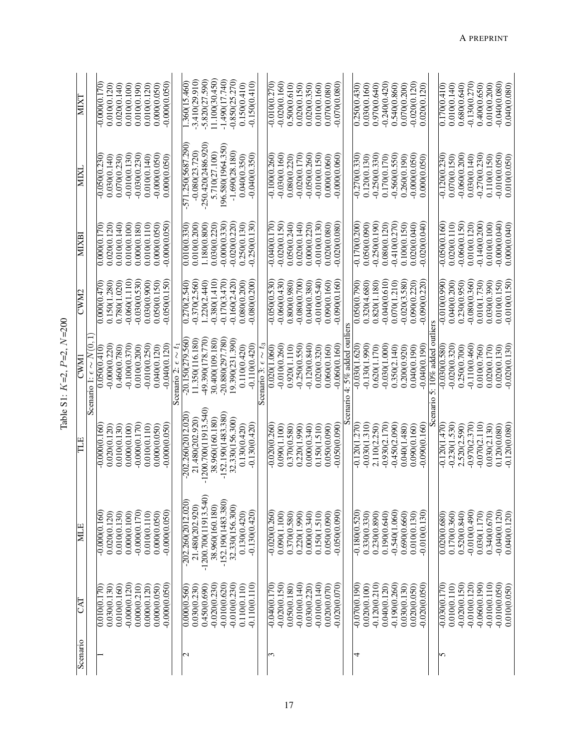Table S1: $K$=2, $P$=2, $N$=200

| Scenario | CAT | MLE | TLE | CWM1 | CWM2 | MIXBI | MIXL | MIXT |
|---|---|---|---|---|---|---|---|---|
| | | | | Scenario 1: $\epsilon \sim N(0,1)$ | | | | |
| 1 | 0.010(0.170) | -0.000(0.160) | -0.000(0.160) | 0.050(0.410) | 0.000(0.470) | 0.000(0.170) | -0.050(0.230) | -0.000(0.170) |
| | 0.030(0.130) | 0.020(0.120) | 0.020(0.120) | -0.000(0.220) | 0.150(1.280) | 0.020(0.120) | 0.030(0.140) | 0.010(0.120) |
| | 0.010(0.160) | 0.010(0.130) | 0.010(0.130) | 0.460(0.780) | 0.780(1.020) | 0.010(0.140) | 0.070(0.230) | 0.020(0.140) |
| | -0.000(0.120) | 0.000(0.100) | 0.000(0.100) | -0.100(0.370) | -0.060(1.110) | 0.010(0.100) | -0.010(0.130) | 0.010(0.100) |
| | 0.000(0.210) | -0.000(0.170) | -0.000(0.170) | 0.010(0.200) | -0.030(0.530) | 0.000(0.180) | -0.030(0.230) | 0.010(0.190) |
| | 0.000(0.120) | 0.010(0.110) | 0.010(0.110) | -0.010(0.250) | 0.030(0.900) | 0.010(0.110) | 0.010(0.140) | 0.010(0.120) |
| | 0.000(0.050) | 0.000(0.050) | 0.000(0.050) | 0.040(0.120) | 0.050(0.150) | 0.000(0.050) | -0.000(0.050) | 0.000(0.050) |
| | -0.000(0.050) | -0.000(0.050) | -0.000(0.050) | -0.040(0.120) | -0.050(0.150) | -0.000(0.050) | 0.000(0.050) | -0.000(0.050) |
| | | | | Scenario 2: $\epsilon \sim t_1$ | | | | |
| 2 | 0.000(0.560) | -202.260(2012.020) | -202.260(2012.020) | -20.150(279.560) | 0.270(2.540) | 0.010(0.330) | -571.250(5687.290) | 1.360(15.460) |
| | 0.030(0.230) | 21.480(202.920) | 21.480(202.920) | 11.350(116.180) | -0.370(2.560) | 0.010(0.200) | -0.080(23.720) | -3.410(29.910) |
| | 0.450(0.690) | -1200.700(11913.540) | -1200.700(11913.540) | -49.390(178.770) | 1.220(2.440) | 1.180(0.800) | -250.420(2486.920) | -5.820(27.590) |
| | -0.020(0.230) | 38.960(160.180) | 38.960(160.180) | 30.400(109.180) | -0.380(1.410) | 0.030(0.220) | 5.710(27.100) | 11.100(30.450) |
| | -0.010(0.620) | -152.190(1483.380) | -152.190(1483.380) | -20.880(297.780) | -0.170(3.470) | -0.000(0.330) | 196.580(1964.350) | -1.490(17.740) |
| | -0.010(0.230) | 32.330(156.300) | 32.330(156.300) | 19.390(231.390) | -0.160(2.420) | -0.020(0.220) | -1.690(28.180) | -0.850(25.270) |
| | 0.110(0.110) | 0.130(0.420) | 0.130(0.420) | 0.110(0.420) | 0.080(0.200) | 0.250(0.130) | 0.040(0.350) | 0.150(0.410) |
| | -0.110(0.110) | -0.130(0.420) | -0.130(0.420) | -0.110(0.420) | -0.080(0.200) | -0.250(0.130) | -0.040(0.350) | -0.150(0.410) |
| | | | | Scenario 3: $\epsilon \sim t_3$ | | | | |
| 3 | -0.040(0.170) | -0.020(0.260) | -0.020(0.260) | 0.020(1.060) | -0.050(0.530) | -0.040(0.170) | -0.100(0.260) | -0.010(0.270) |
| | -0.020(0.150) | 0.090(1.100) | 0.090(1.100) | -0.010(0.260) | -0.060(0.430) | -0.020(0.150) | -0.030(0.160) | -0.020(0.160) |
| | 0.050(0.180) | 0.370(0.580) | 0.370(0.580) | 0.920(1.110) | 0.800(0.980) | 0.050(0.240) | 0.080(0.220) | 0.500(0.610) |
| | -0.010(0.140) | 0.220(1.990) | 0.220(1.990) | -0.250(0.550) | -0.080(0.700) | 0.020(0.140) | -0.020(0.170) | 0.020(0.150) |
| | 0.030(0.220) | 0.000(0.340) | 0.000(0.340) | -0.120(0.840) | 0.040(0.380) | 0.040(0.220) | -0.050(0.260) | 0.020(0.350) |
| | -0.010(0.140) | 0.150(1.510) | 0.150(1.510) | 0.020(0.320) | -0.010(0.540) | -0.010(0.130) | -0.010(0.150) | 0.010(0.160) |
| | 0.020(0.070) | 0.050(0.090) | 0.050(0.090) | 0.060(0.160) | 0.090(0.160) | 0.020(0.080) | 0.000(0.060) | 0.070(0.080) |
| | -0.020(0.070) | -0.050(0.090) | -0.050(0.090) | -0.060(0.160) | -0.090(0.160) | -0.020(0.080) | -0.000(0.060) | -0.070(0.080) |
| | | | | Scenario 4: 5% added outliers | | | | |
| 4 | -0.070(0.190) | -0.180(0.520) | -0.120(1.270) | -0.030(1.620) | 0.050(0.790) | -0.170(0.200) | -0.270(0.330) | 0.250(0.430) |
| | 0.020(0.100) | 0.330(0.330) | -0.030(1.310) | -0.130(1.990) | 0.320(4.680) | 0.050(0.090) | 0.120(0.130) | 0.030(0.160) |
| | -0.120(0.210) | 0.230(0.890) | 2.110(2.250) | 0.620(1.170) | 0.820(1.180) | -0.250(0.190) | -0.250(0.330) | 0.970(0.640) |
| | 0.040(0.120) | 0.190(0.640) | -0.930(2.170) | -0.030(1.000) | -0.040(0.610) | 0.080(0.120) | 0.170(0.170) | -0.240(0.420) |
| | -0.190(0.260) | -0.540(1.060) | -0.450(2.090) | 0.350(2.140) | 0.070(1.210) | -0.410(0.270) | -0.560(0.550) | 0.540(0.860) |
| | 0.030(0.130) | 0.690(0.660) | 0.040(1.480) | 0.200(0.920) | -0.020(3.580) | 0.100(0.150) | 0.260(0.190) | 0.070(0.200) |
| | 0.020(0.050) | 0.010(0.130) | 0.090(0.160) | 0.040(0.190) | 0.090(0.220) | 0.020(0.040) | -0.000(0.050) | -0.020(0.120) |
| | -0.020(0.050) | -0.010(0.130) | -0.090(0.160) | -0.040(0.190) | -0.090(0.220) | -0.020(0.040) | 0.000(0.050) | 0.020(0.120) |
| | | | | Scenario 5: 10% added outliers | | | | |
| 5 | -0.030(0.170) | 0.020(0.680) | -0.120(1.470) | -0.030(0.580) | -0.010(0.990) | -0.050(0.160) | -0.120(0.230) | 0.170(0.410) |
| | 0.010(0.110) | 0.170(0.360) | -0.230(1.530) | -0.020(0.320) | 0.040(0.200) | 0.020(0.110) | 0.070(0.150) | 0.010(0.140) |
| | -0.020(0.150) | 0.520(0.840) | 2.520(2.590) | 0.250(0.700) | 0.230(0.950) | -0.060(0.150) | -0.060(0.200) | 0.680(0.640) |
| | -0.010(0.120) | -0.010(0.490) | -0.970(2.370) | -0.110(0.460) | -0.080(0.360) | 0.010(0.120) | 0.030(0.140) | -0.130(0.270) |
| | -0.060(0.190) | 0.030(1.170) | -0.070(2.110) | 0.010(0.760) | 0.010(1.730) | -0.140(0.200) | -0.270(0.230) | 0.400(0.650) |
| | -0.010(0.110) | 0.340(0.670) | 0.030(2.130) | 0.020(0.170) | 0.030(0.390) | 0.010(0.100) | 0.110(0.150) | 0.010(0.200) |
| | -0.010(0.050) | -0.040(0.120) | 0.120(0.080) | 0.020(0.130) | 0.010(0.150) | -0.000(0.040) | -0.010(0.050) | -0.040(0.080) |
| | 0.010(0.050) | 0.040(0.120) | -0.120(0.080) | -0.020(0.130) | -0.010(0.150) | 0.000(0.040) | 0.010(0.050) | 0.040(0.080) |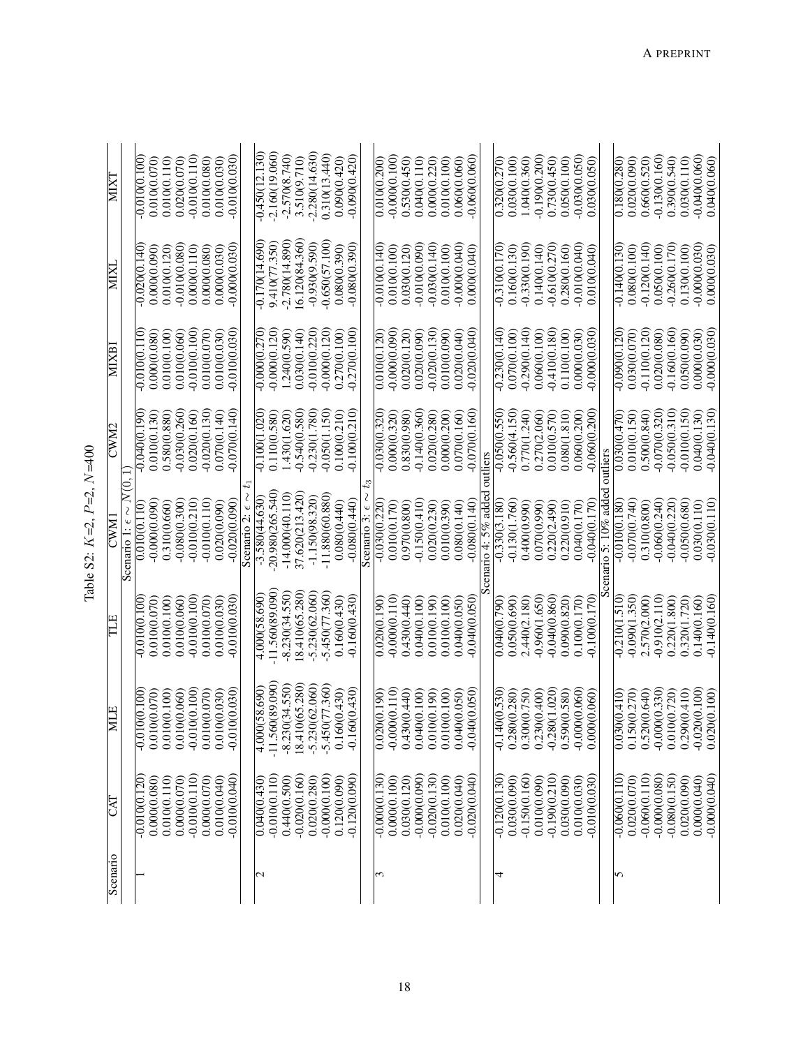Table S2: $K$=2, $P$=2, $N$=400

| Scenario | CAT | MLE | TLE | CWM1 | CWM2 | MIXBI | MIXL | MIXT |
|---|---|---|---|---|---|---|---|---|
| | | | | Scenario 1: $\epsilon \sim N(0,1)$ | | | | |
| 1 | -0.010(0.120) | -0.010(0.100) | -0.010(0.100) | 0.010(0.110) | -0.040(0.190) | -0.010(0.110) | -0.020(0.140) | -0.010(0.100) |
| | 0.000(0.080) | 0.010(0.070) | 0.010(0.070) | -0.000(0.090) | 0.010(0.130) | 0.000(0.080) | 0.000(0.090) | 0.010(0.070) |
| | 0.010(0.110) | 0.010(0.100) | 0.010(0.100) | 0.310(0.660) | 0.580(0.880) | 0.010(0.100) | 0.010(0.120) | 0.010(0.110) |
| | 0.000(0.070) | 0.010(0.060) | 0.010(0.060) | -0.080(0.300) | -0.030(0.260) | 0.010(0.060) | -0.010(0.080) | 0.020(0.070) |
| | -0.010(0.110) | -0.010(0.100) | -0.010(0.100) | -0.010(0.210) | 0.020(0.160) | -0.010(0.100) | 0.000(0.110) | -0.010(0.110) |
| | 0.000(0.070) | 0.010(0.070) | 0.010(0.070) | -0.010(0.110) | -0.020(0.130) | 0.010(0.070) | 0.000(0.080) | 0.010(0.080) |
| | 0.010(0.040) | 0.010(0.030) | 0.010(0.030) | 0.020(0.090) | 0.070(0.140) | 0.010(0.030) | 0.000(0.030) | 0.010(0.030) |
| | -0.010(0.040) | -0.010(0.030) | -0.010(0.030) | -0.020(0.090) | -0.070(0.140) | -0.010(0.030) | -0.000(0.030) | -0.010(0.030) |
| | | | | Scenario 2: $\epsilon \sim t_1$ | | | | |
| 2 | 0.040(0.430) | 4.000(58.690) | 4.000(58.690) | -3.580(44.630) | -0.100(1.020) | -0.000(0.270) | -0.170(14.690) | -0.450(12.130) |
| | -0.010(0.110) | -11.560(89.090) | -11.560(89.090) | -20.980(265.540) | 0.110(0.580) | -0.000(0.120) | 9.410(77.350) | -2.160(19.060) |
| | 0.440(0.500) | -8.230(34.550) | -8.230(34.550) | -14.000(40.110) | 1.430(1.620) | 1.240(0.590) | -2.780(14.890) | -2.570(8.740) |
| | -0.020(0.160) | 18.410(65.280) | 18.410(65.280) | 37.620(213.420) | -0.540(0.580) | 0.030(0.140) | 16.120(84.360) | 3.510(9.710) |
| | 0.020(0.280) | -5.230(62.060) | -5.230(62.060) | -1.150(98.320) | -0.230(1.780) | -0.010(0.220) | -0.930(9.590) | -2.280(14.630) |
| | -0.000(0.100) | -5.450(77.360) | -5.450(77.360) | -11.880(60.880) | -0.050(1.150) | -0.000(0.120) | -0.650(57.100) | 0.310(13.440) |
| | 0.120(0.090) | 0.160(0.430) | 0.160(0.430) | 0.080(0.440) | 0.100(0.210) | 0.270(0.100) | 0.080(0.390) | 0.090(0.420) |
| | -0.120(0.090) | -0.160(0.430) | -0.160(0.430) | -0.080(0.440) | -0.100(0.210) | -0.270(0.100) | -0.080(0.390) | -0.090(0.420) |
| | | | | Scenario 3: $\epsilon \sim t_3$ | | | | |
| 3 | -0.000(0.130) | 0.020(0.190) | 0.020(0.190) | -0.030(0.220) | -0.030(0.320) | 0.010(0.120) | -0.010(0.140) | 0.010(0.200) |
| | 0.000(0.100) | -0.000(0.110) | -0.000(0.110) | 0.010(0.170) | -0.000(0.320) | -0.000(0.090) | 0.010(0.100) | -0.000(0.100) |
| | 0.030(0.120) | 0.430(0.440) | 0.430(0.440) | 0.970(0.800) | 0.830(0.980) | 0.020(0.120) | 0.030(0.120) | 0.530(0.450) |
| | -0.000(0.090) | 0.040(0.100) | 0.040(0.100) | -0.150(0.410) | -0.140(0.360) | 0.020(0.090) | -0.010(0.090) | 0.040(0.110) |
| | -0.020(0.130) | 0.010(0.190) | 0.010(0.190) | 0.020(0.230) | 0.020(0.280) | -0.020(0.130) | -0.030(0.140) | 0.000(0.220) |
| | 0.010(0.100) | 0.010(0.100) | 0.010(0.100) | 0.010(0.390) | 0.000(0.200) | 0.010(0.090) | 0.010(0.100) | 0.010(0.100) |
| | 0.020(0.040) | 0.040(0.050) | 0.040(0.050) | 0.080(0.140) | 0.070(0.160) | 0.020(0.040) | -0.000(0.040) | 0.060(0.060) |
| | -0.020(0.040) | -0.040(0.050) | -0.040(0.050) | -0.080(0.140) | -0.070(0.160) | -0.020(0.040) | 0.000(0.040) | -0.060(0.060) |
| | | | | Scenario 4: 5% added outliers | | | | |
| 4 | -0.120(0.130) | -0.140(0.530) | 0.040(0.790) | -0.330(3.180) | -0.050(0.550) | -0.230(0.140) | -0.310(0.170) | 0.320(0.270) |
| | 0.030(0.090) | 0.280(0.280) | 0.050(0.690) | -0.130(1.760) | -0.560(4.150) | 0.070(0.100) | 0.160(0.130) | 0.030(0.100) |
| | -0.150(0.160) | 0.300(0.750) | 2.440(2.180) | 0.400(0.990) | 0.770(1.240) | -0.290(0.140) | -0.330(0.190) | 1.040(0.360) |
| | 0.010(0.090) | 0.230(0.400) | -0.960(1.650) | 0.070(0.990) | 0.270(2.060) | 0.060(0.100) | 0.140(0.140) | -0.190(0.200) |
| | -0.190(0.210) | -0.280(1.020) | -0.040(0.860) | 0.220(2.490) | 0.010(0.570) | -0.410(0.180) | -0.610(0.270) | 0.730(0.450) |
| | 0.030(0.090) | 0.590(0.580) | 0.090(0.820) | 0.220(0.910) | 0.080(1.810) | 0.110(0.100) | 0.280(0.160) | 0.050(0.100) |
| | 0.010(0.030) | -0.000(0.060) | 0.100(0.170) | 0.040(0.170) | 0.060(0.200) | 0.000(0.030) | -0.010(0.040) | -0.030(0.050) |
| | -0.010(0.030) | 0.000(0.060) | -0.100(0.170) | -0.040(0.170) | -0.060(0.200) | -0.000(0.030) | 0.010(0.040) | 0.030(0.050) |
| | | | | Scenario 5: 10% added outliers | | | | |
| 5 | -0.060(0.110) | 0.030(0.410) | -0.210(1.510) | -0.010(0.180) | 0.030(0.470) | -0.090(0.120) | -0.140(0.130) | 0.180(0.280) |
| | 0.020(0.070) | 0.150(0.270) | -0.090(1.350) | -0.070(0.740) | 0.010(0.150) | 0.030(0.070) | 0.080(0.100) | 0.020(0.090) |
| | -0.060(0.110) | 0.520(0.640) | 2.570(2.000) | 0.310(0.800) | 0.500(0.840) | -0.110(0.120) | -0.120(0.140) | 0.660(0.520) |
| | -0.000(0.080) | -0.000(0.330) | -0.910(2.110) | -0.060(0.240) | -0.070(0.320) | 0.020(0.080) | 0.050(0.100) | -0.130(0.160) |
| | -0.080(0.150) | 0.010(0.720) | 0.220(1.800) | -0.040(0.220) | -0.050(0.310) | -0.160(0.160) | -0.260(0.170) | 0.390(0.540) |
| | 0.020(0.090) | 0.290(0.410) | 0.320(1.720) | -0.050(0.680) | -0.010(0.150) | 0.050(0.090) | 0.130(0.100) | 0.030(0.110) |
| | 0.000(0.040) | -0.020(0.100) | 0.140(0.160) | 0.030(0.110) | 0.040(0.130) | 0.000(0.030) | -0.000(0.030) | -0.040(0.060) |
| | -0.000(0.040) | 0.020(0.100) | -0.140(0.160) | -0.030(0.110) | -0.040(0.130) | -0.000(0.030) | 0.000(0.030) | 0.040(0.060) |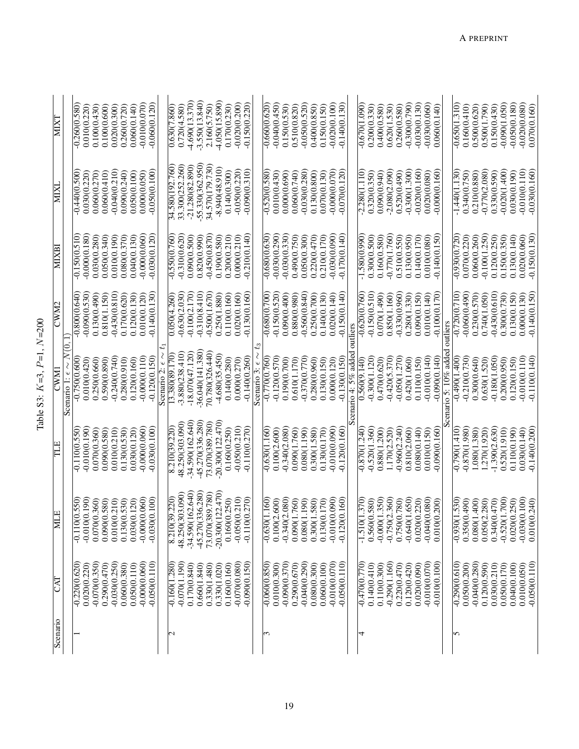Table S3: $K$=3, $P$=1, $N$=200

| Scenario | CAT | MLE | TLE | CWM1 | CWM2 | MIXBI | MIXL | MIXT |
|---|---|---|---|---|---|---|---|---|
| | | | | Scenario 1: $\epsilon \sim N(0,1)$ | | | | |
| 1 | -0.220(0.620) | -0.110(0.550) | -0.110(0.550) | -0.750(0.600) | -0.800(0.640) | -0.150(0.510) | -0.440(0.500) | -0.260(0.580) |
| | 0.020(0.220) | -0.010(0.190) | -0.010(0.190) | 0.010(0.420) | -0.090(0.530) | -0.000(0.180) | 0.030(0.220) | 0.010(0.220) |
| | -0.070(0.350) | 0.070(0.360) | 0.070(0.360) | 0.250(0.660) | 0.130(0.490) | 0.030(0.280) | 0.060(0.270) | 0.100(0.430) |
| | 0.290(0.470) | 0.090(0.580) | 0.090(0.580) | 0.590(0.890) | 0.810(1.150) | 0.050(0.340) | 0.060(0.410) | 0.100(0.600) |
| | -0.030(0.250) | 0.010(0.210) | 0.010(0.210) | -0.240(0.740) | -0.430(0.810) | 0.010(0.190) | -0.040(0.210) | 0.020(0.300) |
| | 0.060(0.380) | 0.130(0.530) | 0.130(0.530) | 0.280(0.910) | 0.170(0.620) | 0.080(0.370) | 0.090(0.240) | 0.260(0.720) |
| | 0.050(0.110) | 0.030(0.120) | 0.030(0.120) | 0.120(0.160) | 0.120(0.130) | 0.040(0.130) | 0.050(0.100) | 0.060(0.140) |
| | -0.000(0.060) | -0.000(0.060) | -0.000(0.060) | -0.000(0.110) | 0.010(0.120) | -0.000(0.060) | 0.000(0.050) | -0.010(0.070) |
| | -0.050(0.110) | -0.030(0.100) | -0.030(0.100) | -0.120(0.150) | -0.140(0.130) | -0.030(0.120) | -0.050(0.100) | -0.060(0.120) |
| | | | | Scenario 2: $\epsilon \sim t_1$ | | | | |
| 2 | -0.160(1.280) | 8.210(39.220) | 8.210(39.220) | 13.380(89.170) | 0.050(4.260) | -0.550(0.760) | 34.580(192.760) | 0.630(7.860) |
| | -0.070(1.190) | 48.250(303.090) | 48.250(303.090) | -3.880(238.410) | -0.630(2.030) | -0.310(0.620) | 33.300(252.260) | 0.720(4.580) |
| | 0.170(0.840) | -34.590(162.640) | -34.590(162.640) | -18.070(47.120) | -0.100(2.170) | 0.090(0.500) | -21.280(82.890) | -4.690(13.370) |
| | 0.660(1.840) | -45.270(336.280) | -45.270(336.280) | -36.040(141.380) | -0.310(8.410) | 0.820(0.990) | -55.330(362.950) | -3.550(13.840) |
| | 0.330(1.480) | 73.070(389.780) | 73.070(389.780) | 70.780(326.440) | -0.500(1.670) | -0.450(0.870) | 34.570(179.730) | 2.160(5.750) |
| | 0.330(1.020) | -20.300(122.470) | -20.300(122.470) | -4.680(35.450) | 0.250(1.880) | 0.190(0.580) | -8.940(48.910) | -4.050(15.890) |
| | 0.160(0.160) | 0.160(0.250) | 0.160(0.250) | 0.140(0.280) | 0.110(0.160) | 0.200(0.210) | 0.140(0.300) | 0.170(0.230) |
| | -0.070(0.080) | -0.050(0.210) | -0.050(0.210) | 0.000(0.270) | 0.020(0.160) | 0.000(0.210) | -0.050(0.220) | -0.020(0.200) |
| | -0.090(0.150) | -0.110(0.270) | -0.110(0.270) | -0.140(0.260) | -0.130(0.160) | -0.210(0.140) | -0.090(0.310) | -0.150(0.220) |
| | | | | Scenario 3: $\epsilon \sim t_3$ | | | | |
| 3 | -0.060(0.850) | -0.630(1.160) | -0.630(1.160) | -0.770(0.760) | -0.680(0.700) | -0.680(0.630) | -0.520(0.580) | -0.660(0.620) |
| | 0.010(0.300) | 0.100(2.600) | 0.100(2.600) | -0.120(0.570) | -0.150(0.520) | -0.030(0.290) | 0.010(0.430) | -0.040(0.450) |
| | -0.090(0.370) | -0.340(2.080) | -0.340(2.080) | 0.190(0.700) | 0.090(0.400) | -0.030(0.330) | 0.000(0.690) | 0.150(0.530) |
| | 0.290(0.670) | 0.090(1.760) | 0.090(1.760) | 0.610(1.170) | 0.880(0.980) | 0.490(0.750) | 0.060(0.740) | 0.510(0.820) |
| | -0.040(0.290) | 0.080(1.190) | 0.080(1.190) | -0.370(0.770) | -0.560(0.840) | 0.050(0.300) | -0.030(0.280) | -0.050(0.520) |
| | 0.080(0.300) | 0.300(1.580) | 0.300(1.580) | 0.280(0.960) | 0.250(0.700) | 0.220(0.470) | 0.130(0.800) | 0.400(0.850) |
| | 0.060(0.100) | 0.130(0.170) | 0.130(0.170) | 0.130(0.150) | 0.140(0.130) | 0.210(0.170) | 0.070(0.130) | 0.150(0.150) |
| | -0.010(0.070) | -0.010(0.090) | -0.010(0.090) | 0.000(0.120) | 0.020(0.140) | -0.030(0.090) | -0.000(0.070) | -0.020(0.100) |
| | -0.050(0.110) | -0.120(0.160) | -0.120(0.160) | -0.130(0.150) | -0.150(0.140) | -0.170(0.140) | -0.070(0.120) | -0.140(0.130) |
| | | | | Scenario 4: 5% added outliers | | | | |
| 4 | -0.470(0.770) | -1.510(1.370) | -0.870(1.240) | 0.560(9.140) | -0.620(0.760) | -1.580(0.990) | -2.280(1.110) | -0.670(1.090) |
| | 0.140(0.410) | 0.560(0.580) | -0.520(1.360) | -0.300(1.120) | -0.150(0.510) | 0.300(0.500) | 0.320(0.350) | 0.200(0.330) |
| | 0.110(0.300) | -0.000(1.350) | 0.880(1.200) | 0.470(0.620) | 0.070(1.490) | 0.160(0.580) | 0.090(0.940) | 0.400(0.580) |
| | -0.290(1.160) | -0.750(2.360) | 1.170(2.520) | -0.420(5.370) | 0.850(1.160) | -0.770(1.760) | -2.080(2.090) | 0.620(1.530) |
| | 0.220(0.470) | 0.750(0.780) | -0.960(2.240) | -0.050(1.270) | -0.330(0.960) | 0.510(0.550) | 0.520(0.490) | 0.260(0.580) |
| | 0.120(0.420) | -0.640(1.650) | 0.810(2.060) | 0.420(1.060) | 0.280(1.330) | 0.130(0.950) | -0.300(1.300) | -0.300(0.790) |
| | 0.020(0.090) | 0.020(0.220) | 0.080(0.140) | 0.110(0.150) | 0.090(0.150) | 0.140(0.170) | -0.020(0.160) | -0.030(0.130) |
| | -0.010(0.070) | -0.040(0.080) | 0.010(0.150) | -0.010(0.140) | 0.010(0.140) | 0.010(0.080) | 0.020(0.080) | -0.030(0.060) |
| | -0.010(0.100) | 0.010(0.200) | -0.090(0.160) | -0.090(0.140) | -0.100(0.170) | -0.140(0.150) | -0.000(0.160) | 0.060(0.140) |
| | | | | Scenario 5: 10% added outliers | | | | |
| 5 | -0.290(0.610) | -0.930(1.530) | -0.790(1.410) | -0.490(1.400) | -0.720(0.710) | -0.930(0.720) | -1.440(1.130) | -0.650(1.310) |
| | 0.050(0.200) | 0.350(0.490) | -0.870(1.980) | -0.210(0.730) | -0.060(0.490) | 0.070(0.220) | 0.340(0.750) | 0.160(0.410) |
| | -0.040(0.280) | 0.080(1.400) | 1.080(1.380) | 0.300(0.640) | 0.230(0.570) | 0.060(0.260) | 0.210(0.880) | 0.500(0.620) |
| | 0.120(0.590) | 0.050(2.280) | 1.270(1.920) | 0.630(1.520) | 0.740(1.050) | -0.100(1.250) | -0.770(2.080) | 0.500(1.790) |
| | 0.030(0.210) | 0.340(0.470) | -1.390(2.630) | -0.180(1.050) | -0.430(0.610) | 0.120(0.250) | 0.330(0.590) | 0.150(0.430) |
| | 0.050(0.170) | -0.520(1.700) | 1.520(1.910) | 0.200(0.950) | 0.300(0.730) | 0.150(0.350) | -0.020(1.400) | -0.090(1.050) |
| | 0.040(0.100) | 0.020(0.250) | 0.110(0.190) | 0.120(0.150) | 0.130(0.150) | 0.130(0.140) | 0.030(0.190) | -0.050(0.180) |
| | 0.010(0.050) | -0.030(0.100) | 0.030(0.140) | -0.010(0.110) | 0.000(0.130) | 0.020(0.060) | -0.010(0.110) | -0.020(0.080) |
| | -0.050(0.110) | 0.010(0.240) | -0.140(0.200) | -0.110(0.140) | -0.140(0.150) | -0.150(0.130) | -0.030(0.160) | 0.070(0.160) |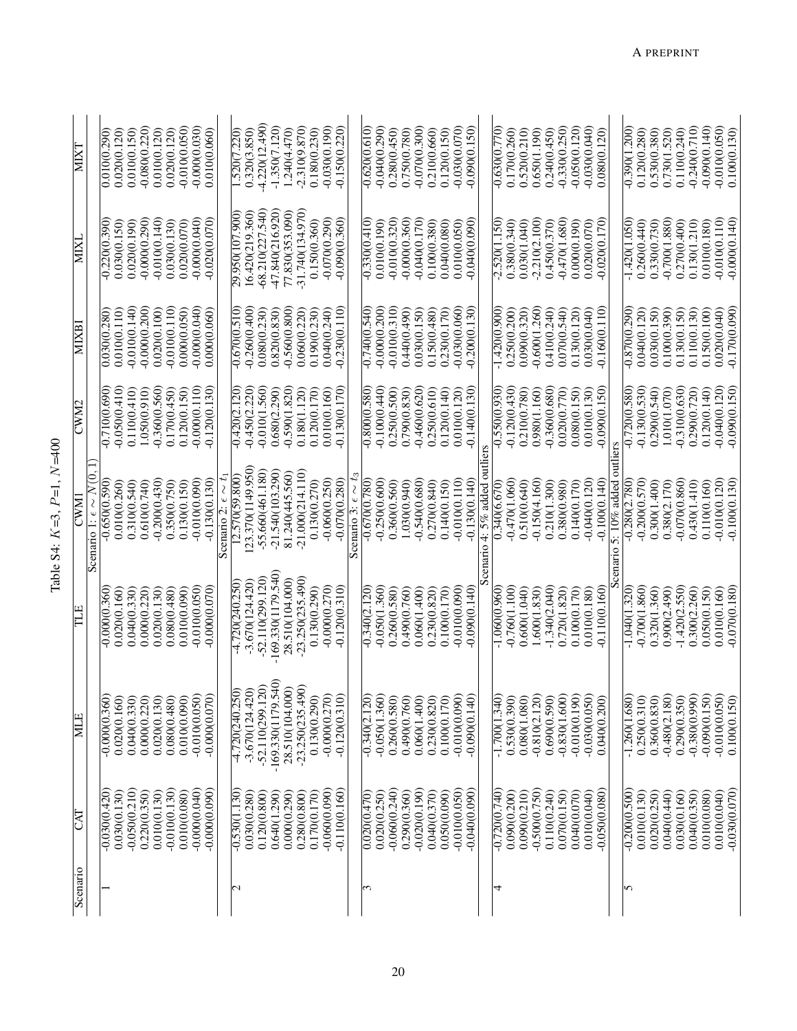Table S4: $K$=3, $P$=1, $N$=400

| Scenario | CAT | MLE | TLE | CWM1 | CWM2 | MIXBI | MIXL | MIXT |
|---|---|---|---|---|---|---|---|---|
| | | | | Scenario 1: $\epsilon \sim N(0,1)$ | | | | |
| 1 | -0.030(0.420) | -0.000(0.360) | -0.000(0.360) | -0.650(0.590) | -0.710(0.690) | 0.030(0.280) | -0.220(0.390) | 0.010(0.290) |
| | 0.030(0.130) | 0.020(0.160) | 0.020(0.160) | 0.010(0.260) | -0.050(0.410) | 0.010(0.110) | 0.030(0.150) | 0.020(0.120) |
| | -0.050(0.210) | 0.040(0.330) | 0.040(0.330) | 0.310(0.540) | 0.110(0.410) | -0.010(0.140) | 0.020(0.190) | 0.010(0.150) |
| | 0.220(0.350) | 0.000(0.220) | 0.000(0.220) | 0.610(0.740) | 1.050(0.910) | -0.000(0.200) | -0.000(0.290) | -0.080(0.220) |
| | 0.010(0.130) | 0.020(0.130) | 0.020(0.130) | -0.200(0.430) | -0.360(0.560) | 0.020(0.100) | -0.010(0.140) | 0.010(0.120) |
| | -0.010(0.130) | 0.080(0.480) | 0.080(0.480) | 0.350(0.750) | 0.170(0.450) | -0.010(0.110) | 0.030(0.130) | 0.020(0.120) |
| | 0.010(0.080) | 0.010(0.090) | 0.010(0.090) | 0.130(0.150) | 0.120(0.150) | 0.000(0.050) | 0.020(0.070) | -0.010(0.050) |
| | -0.000(0.040) | -0.010(0.050) | -0.010(0.050) | -0.010(0.090) | -0.000(0.110) | -0.000(0.040) | -0.000(0.040) | -0.000(0.030) |
| | -0.000(0.090) | -0.000(0.070) | -0.000(0.070) | -0.130(0.130) | -0.120(0.130) | 0.000(0.060) | -0.020(0.070) | 0.010(0.060) |
| | | | | Scenario 2: $\epsilon \sim t_1$ | | | | |
| 2 | -0.530(1.130) | -4.720(240.250) | -4.720(240.250) | 12.570(59.800) | -0.420(2.120) | -0.670(0.510) | 29.950(107.900) | 1.520(7.220) |
| | 0.030(0.280) | -3.670(124.420) | -3.670(124.420) | 123.370(1149.950) | -0.450(2.220) | -0.260(0.400) | 16.420(219.360) | 0.320(3.850) |
| | 0.120(0.800) | -52.110(299.120) | -52.110(299.120) | -55.660(461.180) | -0.010(1.560) | 0.080(0.230) | -68.210(227.540) | -4.220(12.490) |
| | 0.640(1.290) | -169.330(1179.540) | -169.330(1179.540) | -21.540(103.290) | 0.680(2.290) | 0.820(0.830) | -47.840(216.920) | -1.350(7.120) |
| | 0.000(0.290) | 28.510(104.000) | 28.510(104.000) | 81.240(445.560) | -0.590(1.820) | -0.560(0.800) | 77.830(353.090) | 1.240(4.470) |
| | 0.280(0.800) | -23.250(235.490) | -23.250(235.490) | -21.000(214.110) | 0.180(1.120) | 0.060(0.220) | -31.740(134.970) | -2.310(9.870) |
| | 0.170(0.170) | 0.130(0.290) | 0.130(0.290) | 0.130(0.270) | 0.120(0.170) | 0.190(0.230) | 0.150(0.360) | 0.180(0.230) |
| | -0.060(0.090) | -0.000(0.270) | -0.000(0.270) | -0.060(0.250) | 0.010(0.160) | 0.040(0.240) | -0.070(0.290) | -0.030(0.190) |
| | -0.110(0.160) | -0.120(0.310) | -0.120(0.310) | -0.070(0.280) | -0.130(0.170) | -0.230(0.110) | -0.090(0.360) | -0.150(0.220) |
| | | | | Scenario 3: $\epsilon \sim t_3$ | | | | |
| 3 | 0.020(0.470) | -0.340(2.120) | -0.340(2.120) | -0.670(0.780) | -0.800(0.580) | -0.740(0.540) | -0.330(0.410) | -0.620(0.610) |
| | 0.020(0.250) | -0.050(1.360) | -0.050(1.360) | -0.250(0.600) | -0.100(0.440) | -0.000(0.200) | 0.010(0.190) | -0.040(0.290) |
| | -0.060(0.240) | 0.260(0.580) | 0.260(0.580) | 0.360(0.560) | 0.250(0.500) | -0.010(0.310) | -0.010(0.320) | 0.280(0.450) |
| | 0.290(0.360) | 0.490(0.760) | 0.490(0.760) | 1.030(0.940) | 0.790(0.830) | 0.440(0.490) | -0.000(0.360) | 0.750(0.780) |
| | -0.020(0.190) | 0.060(1.400) | 0.060(1.400) | -0.540(0.680) | -0.460(0.620) | 0.030(0.150) | -0.040(0.170) | -0.070(0.300) |
| | 0.040(0.370) | 0.230(0.820) | 0.230(0.820) | 0.270(0.840) | 0.250(0.610) | 0.150(0.480) | 0.100(0.380) | 0.210(0.660) |
| | 0.050(0.090) | 0.100(0.170) | 0.100(0.170) | 0.140(0.150) | 0.120(0.140) | 0.230(0.170) | 0.040(0.080) | 0.120(0.150) |
| | -0.010(0.050) | -0.010(0.090) | -0.010(0.090) | -0.010(0.110) | 0.010(0.120) | -0.030(0.060) | 0.010(0.050) | -0.030(0.070) |
| | -0.040(0.090) | -0.090(0.140) | -0.090(0.140) | -0.130(0.140) | -0.140(0.130) | -0.200(0.130) | -0.040(0.090) | -0.090(0.150) |
| | | | | Scenario 4: 5% added outliers | | | | |
| 4 | -0.720(0.740) | -1.700(1.340) | -1.060(0.960) | 0.340(6.670) | -0.550(0.930) | -1.420(0.900) | -2.520(1.150) | -0.630(0.770) |
| | 0.090(0.200) | 0.530(0.390) | -0.760(1.100) | -0.470(1.060) | -0.120(0.430) | 0.250(0.200) | 0.380(0.340) | 0.170(0.260) |
| | 0.090(0.210) | 0.080(1.080) | 0.600(1.040) | 0.510(0.640) | 0.210(0.780) | 0.090(0.320) | 0.030(1.040) | 0.520(0.210) |
| | -0.500(0.750) | -0.810(2.120) | 1.600(1.830) | -0.150(4.160) | 0.980(1.160) | -0.600(1.260) | -2.210(2.100) | 0.650(1.190) |
| | 0.110(0.240) | 0.690(0.590) | -1.340(2.040) | 0.210(1.300) | -0.360(0.680) | 0.410(0.240) | 0.450(0.370) | 0.240(0.450) |
| | 0.070(0.150) | -0.830(1.600) | 0.720(1.820) | 0.380(0.980) | 0.020(0.770) | 0.070(0.540) | -0.470(1.680) | -0.330(0.250) |
| | 0.040(0.070) | -0.010(0.190) | 0.100(0.170) | 0.140(0.170) | 0.080(0.150) | 0.130(0.120) | 0.000(0.190) | -0.050(0.120) |
| | 0.010(0.040) | -0.030(0.050) | 0.010(0.180) | -0.040(0.120) | 0.010(0.130) | 0.030(0.040) | 0.020(0.070) | -0.030(0.040) |
| | -0.050(0.080) | 0.040(0.200) | -0.110(0.160) | -0.100(0.140) | -0.090(0.150) | -0.160(0.110) | -0.020(0.170) | 0.080(0.120) |
| | | | | Scenario 5: 10% added outliers | | | | |
| 5 | -0.200(0.500) | -1.260(1.680) | -1.040(1.320) | -0.280(2.780) | -0.720(0.580) | -0.870(0.290) | -1.420(1.050) | -0.390(1.200) |
| | 0.010(0.130) | 0.250(0.310) | -0.700(1.860) | -0.200(0.570) | -0.130(0.530) | 0.040(0.120) | 0.260(0.440) | 0.120(0.280) |
| | 0.020(0.250) | 0.360(0.830) | 0.320(1.360) | 0.300(1.400) | 0.290(0.540) | 0.030(0.150) | 0.330(0.730) | 0.530(0.380) |
| | 0.040(0.440) | -0.480(2.180) | 0.900(2.490) | 0.380(2.170) | 1.010(1.070) | 0.100(0.390) | -0.700(1.880) | 0.730(1.520) |
| | 0.030(0.160) | 0.290(0.350) | -1.420(2.550) | -0.070(0.860) | -0.310(0.630) | 0.130(0.150) | 0.270(0.400) | 0.110(0.240) |
| | 0.040(0.350) | -0.380(0.990) | 0.300(2.260) | 0.430(1.410) | 0.290(0.720) | 0.110(0.130) | 0.130(1.210) | -0.240(0.710) |
| | 0.010(0.080) | -0.090(0.150) | 0.050(0.150) | 0.110(0.160) | 0.120(0.140) | 0.150(0.100) | 0.010(0.180) | -0.090(0.140) |
| | 0.010(0.040) | -0.010(0.050) | 0.010(0.160) | -0.010(0.120) | -0.040(0.120) | 0.020(0.040) | -0.010(0.110) | -0.010(0.050) |
| | -0.030(0.070) | 0.100(0.150) | -0.070(0.180) | -0.100(0.130) | -0.090(0.150) | -0.170(0.090) | -0.000(0.140) | 0.100(0.130) |